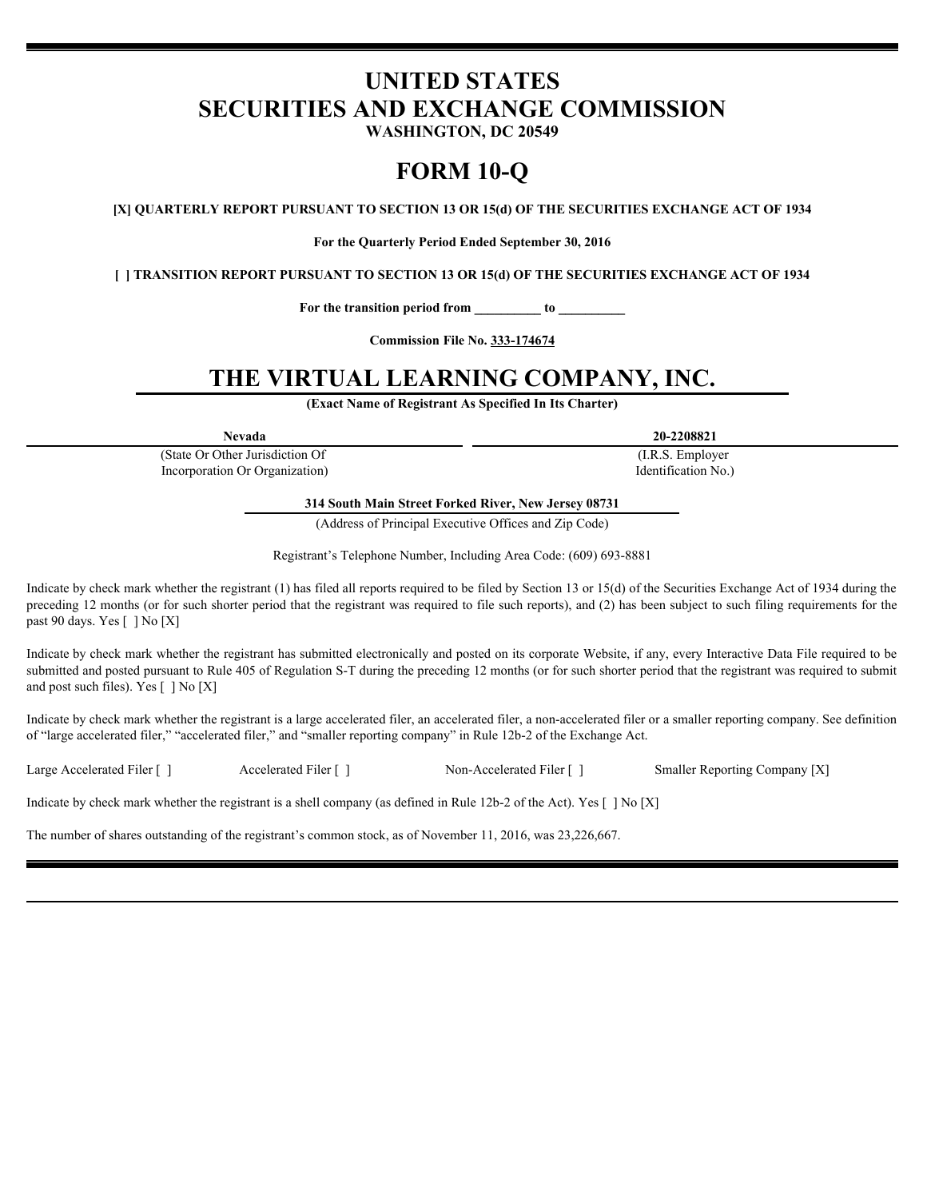# UNITED STATES
# SECURITIES AND EXCHANGE COMMISSION
**WASHINGTON, DC 20549**

# FORM 10-Q

**[X] QUARTERLY REPORT PURSUANT TO SECTION 13 OR 15(d) OF THE SECURITIES EXCHANGE ACT OF 1934**

**For the Quarterly Period Ended September 30, 2016**

**[ ] TRANSITION REPORT PURSUANT TO SECTION 13 OR 15(d) OF THE SECURITIES EXCHANGE ACT OF 1934**

**For the transition period from \_\_\_\_\_\_\_\_\_\_ to \_\_\_\_\_\_\_\_\_\_**

**Commission File No. 333-174674**

# THE VIRTUAL LEARNING COMPANY, INC.

**(Exact Name of Registrant As Specified In Its Charter)**

| **Nevada** | **20-2208821** |
|---|---|
| (State Or Other Jurisdiction Of Incorporation Or Organization) | (I.R.S. Employer Identification No.) |

**314 South Main Street Forked River, New Jersey 08731**

(Address of Principal Executive Offices and Zip Code)

Registrant's Telephone Number, Including Area Code: (609) 693-8881

Indicate by check mark whether the registrant (1) has filed all reports required to be filed by Section 13 or 15(d) of the Securities Exchange Act of 1934 during the preceding 12 months (or for such shorter period that the registrant was required to file such reports), and (2) has been subject to such filing requirements for the past 90 days. Yes [ ] No [X]

Indicate by check mark whether the registrant has submitted electronically and posted on its corporate Website, if any, every Interactive Data File required to be submitted and posted pursuant to Rule 405 of Regulation S-T during the preceding 12 months (or for such shorter period that the registrant was required to submit and post such files). Yes [ ] No [X]

Indicate by check mark whether the registrant is a large accelerated filer, an accelerated filer, a non-accelerated filer or a smaller reporting company. See definition of "large accelerated filer," "accelerated filer," and "smaller reporting company" in Rule 12b-2 of the Exchange Act.

Large Accelerated Filer [ ]　　Accelerated Filer [ ]　　Non-Accelerated Filer [ ]　　Smaller Reporting Company [X]

Indicate by check mark whether the registrant is a shell company (as defined in Rule 12b-2 of the Act). Yes [ ] No [X]

The number of shares outstanding of the registrant's common stock, as of November 11, 2016, was 23,226,667.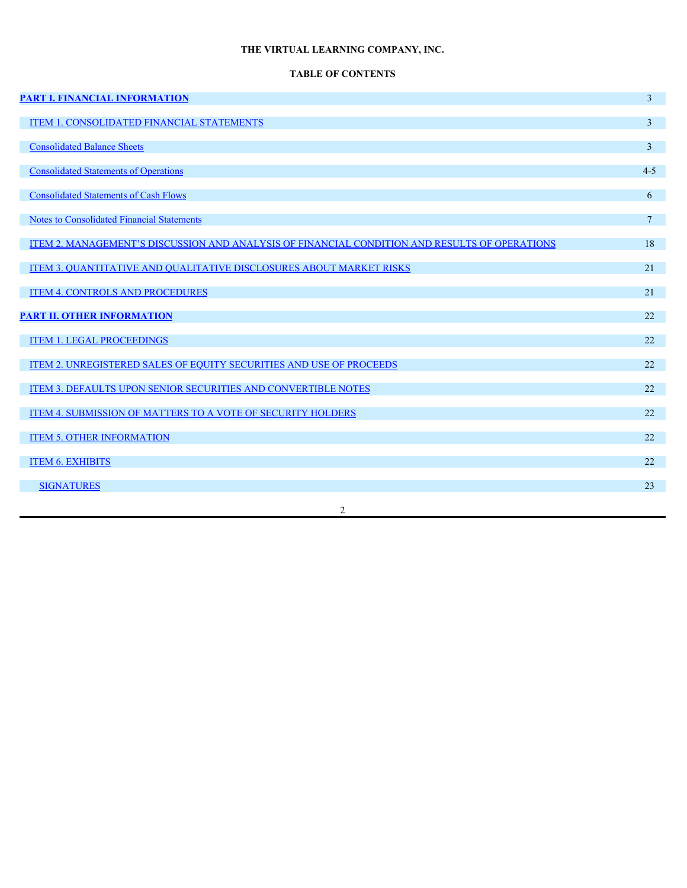**THE VIRTUAL LEARNING COMPANY, INC.**

**TABLE OF CONTENTS**

| | |
|---|---|
| **PART I. FINANCIAL INFORMATION** | 3 |
| ITEM 1. CONSOLIDATED FINANCIAL STATEMENTS | 3 |
| Consolidated Balance Sheets | 3 |
| Consolidated Statements of Operations | 4-5 |
| Consolidated Statements of Cash Flows | 6 |
| Notes to Consolidated Financial Statements | 7 |
| ITEM 2. MANAGEMENT'S DISCUSSION AND ANALYSIS OF FINANCIAL CONDITION AND RESULTS OF OPERATIONS | 18 |
| ITEM 3. QUANTITATIVE AND QUALITATIVE DISCLOSURES ABOUT MARKET RISKS | 21 |
| ITEM 4. CONTROLS AND PROCEDURES | 21 |
| **PART II. OTHER INFORMATION** | 22 |
| ITEM 1. LEGAL PROCEEDINGS | 22 |
| ITEM 2. UNREGISTERED SALES OF EQUITY SECURITIES AND USE OF PROCEEDS | 22 |
| ITEM 3. DEFAULTS UPON SENIOR SECURITIES AND CONVERTIBLE NOTES | 22 |
| ITEM 4. SUBMISSION OF MATTERS TO A VOTE OF SECURITY HOLDERS | 22 |
| ITEM 5. OTHER INFORMATION | 22 |
| ITEM 6. EXHIBITS | 22 |
| SIGNATURES | 23 |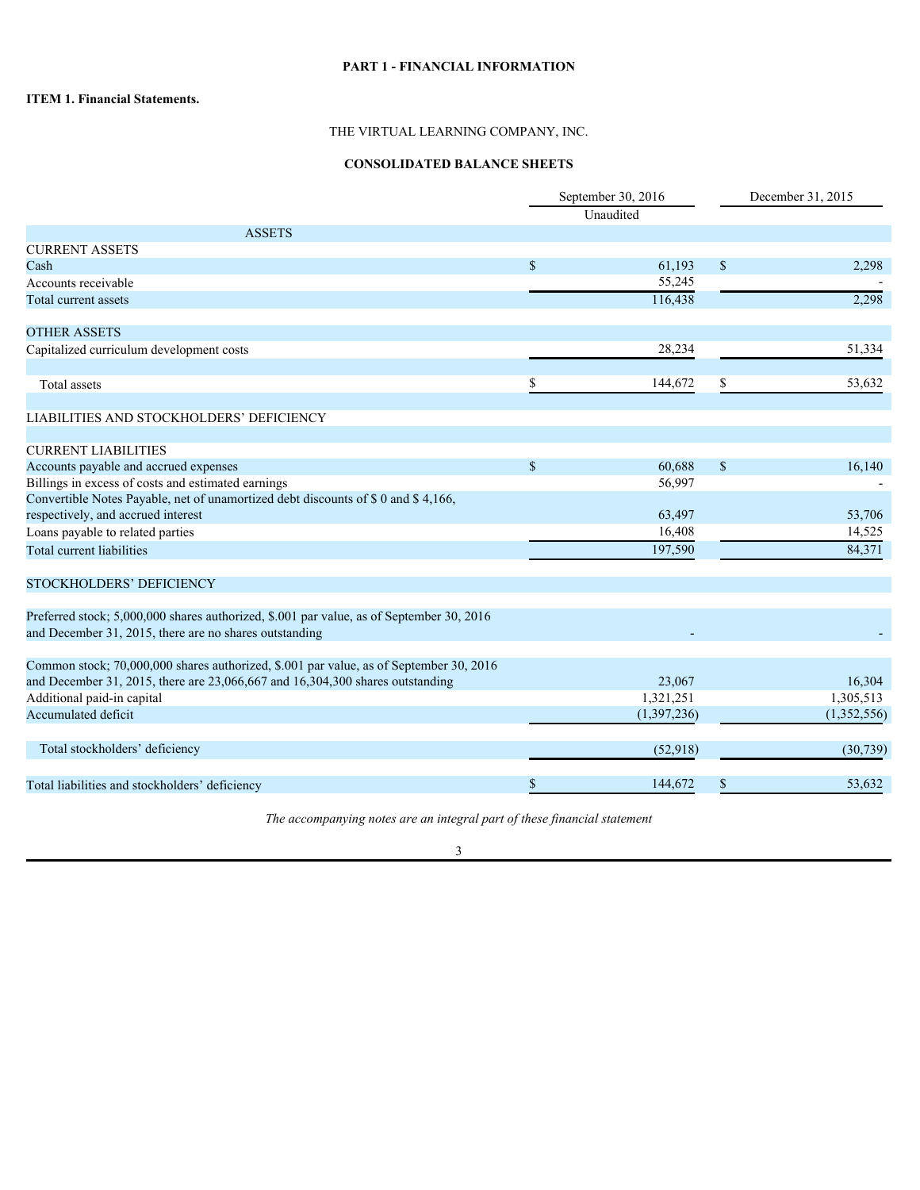**PART 1 - FINANCIAL INFORMATION**

**ITEM 1. Financial Statements.**

THE VIRTUAL LEARNING COMPANY, INC.

**CONSOLIDATED BALANCE SHEETS**

| | September 30, 2016 | December 31, 2015 |
|---|---|---|
| | Unaudited | |
| ASSETS | | |
| CURRENT ASSETS | | |
| Cash | $ 61,193 | $ 2,298 |
| Accounts receivable | 55,245 | - |
| Total current assets | 116,438 | 2,298 |
| | | |
| OTHER ASSETS | | |
| Capitalized curriculum development costs | 28,234 | 51,334 |
| | | |
| Total assets | $ 144,672 | $ 53,632 |
| | | |
| LIABILITIES AND STOCKHOLDERS' DEFICIENCY | | |
| | | |
| CURRENT LIABILITIES | | |
| Accounts payable and accrued expenses | $ 60,688 | $ 16,140 |
| Billings in excess of costs and estimated earnings | 56,997 | - |
| Convertible Notes Payable, net of unamortized debt discounts of $ 0 and $ 4,166, respectively, and accrued interest | 63,497 | 53,706 |
| Loans payable to related parties | 16,408 | 14,525 |
| Total current liabilities | 197,590 | 84,371 |
| | | |
| STOCKHOLDERS' DEFICIENCY | | |
| | | |
| Preferred stock; 5,000,000 shares authorized, $.001 par value, as of September 30, 2016 and December 31, 2015, there are no shares outstanding | - | - |
| | | |
| Common stock; 70,000,000 shares authorized, $.001 par value, as of September 30, 2016 and December 31, 2015, there are 23,066,667 and 16,304,300 shares outstanding | 23,067 | 16,304 |
| Additional paid-in capital | 1,321,251 | 1,305,513 |
| Accumulated deficit | (1,397,236) | (1,352,556) |
| | | |
| Total stockholders' deficiency | (52,918) | (30,739) |
| | | |
| Total liabilities and stockholders' deficiency | $ 144,672 | $ 53,632 |

*The accompanying notes are an integral part of these financial statement*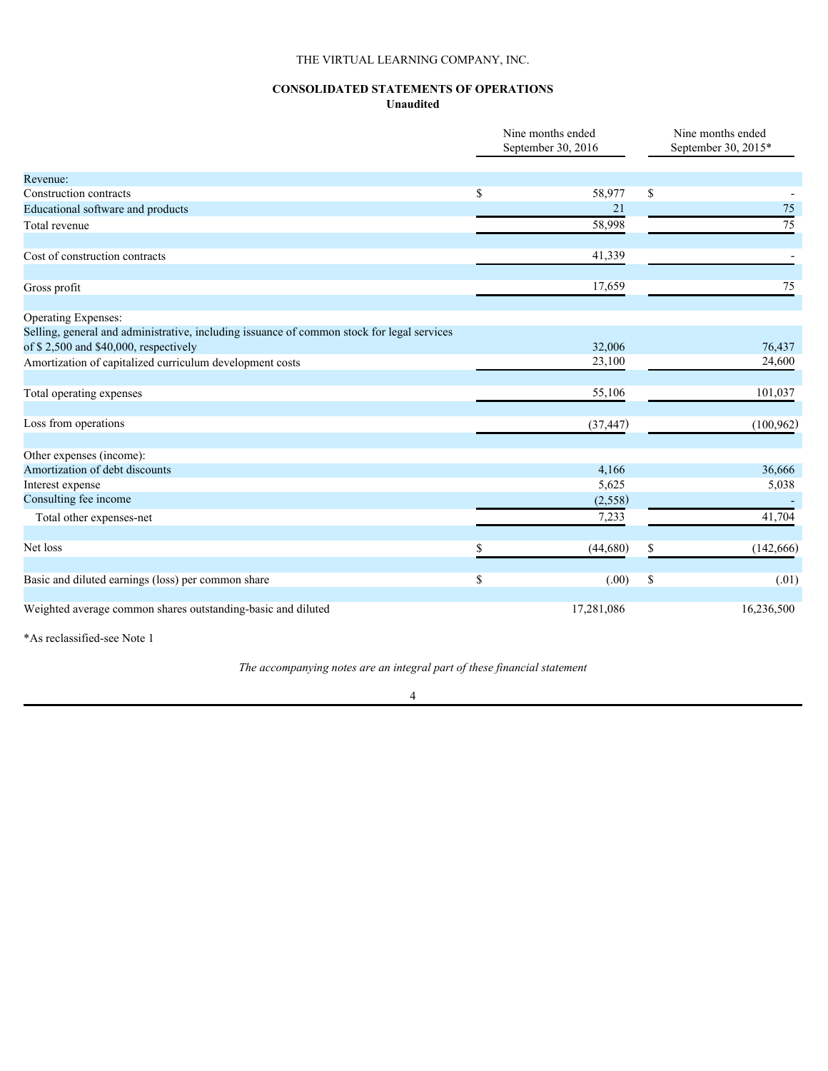THE VIRTUAL LEARNING COMPANY, INC.

## CONSOLIDATED STATEMENTS OF OPERATIONS

**Unaudited**

| | Nine months ended September 30, 2016 | Nine months ended September 30, 2015* |
|---|---|---|
| Revenue: | | |
| Construction contracts | $ 58,977 | $ - |
| Educational software and products | 21 | 75 |
| Total revenue | 58,998 | 75 |
| | | |
| Cost of construction contracts | 41,339 | - |
| | | |
| Gross profit | 17,659 | 75 |
| | | |
| Operating Expenses: | | |
| Selling, general and administrative, including issuance of common stock for legal services of $ 2,500 and $40,000, respectively | 32,006 | 76,437 |
| Amortization of capitalized curriculum development costs | 23,100 | 24,600 |
| | | |
| Total operating expenses | 55,106 | 101,037 |
| | | |
| Loss from operations | (37,447) | (100,962) |
| | | |
| Other expenses (income): | | |
| Amortization of debt discounts | 4,166 | 36,666 |
| Interest expense | 5,625 | 5,038 |
| Consulting fee income | (2,558) | - |
| Total other expenses-net | 7,233 | 41,704 |
| | | |
| Net loss | $ (44,680) | $ (142,666) |
| | | |
| Basic and diluted earnings (loss) per common share | $ (.00) | $ (.01) |
| | | |
| Weighted average common shares outstanding-basic and diluted | 17,281,086 | 16,236,500 |

*As reclassified-see Note 1

*The accompanying notes are an integral part of these financial statement*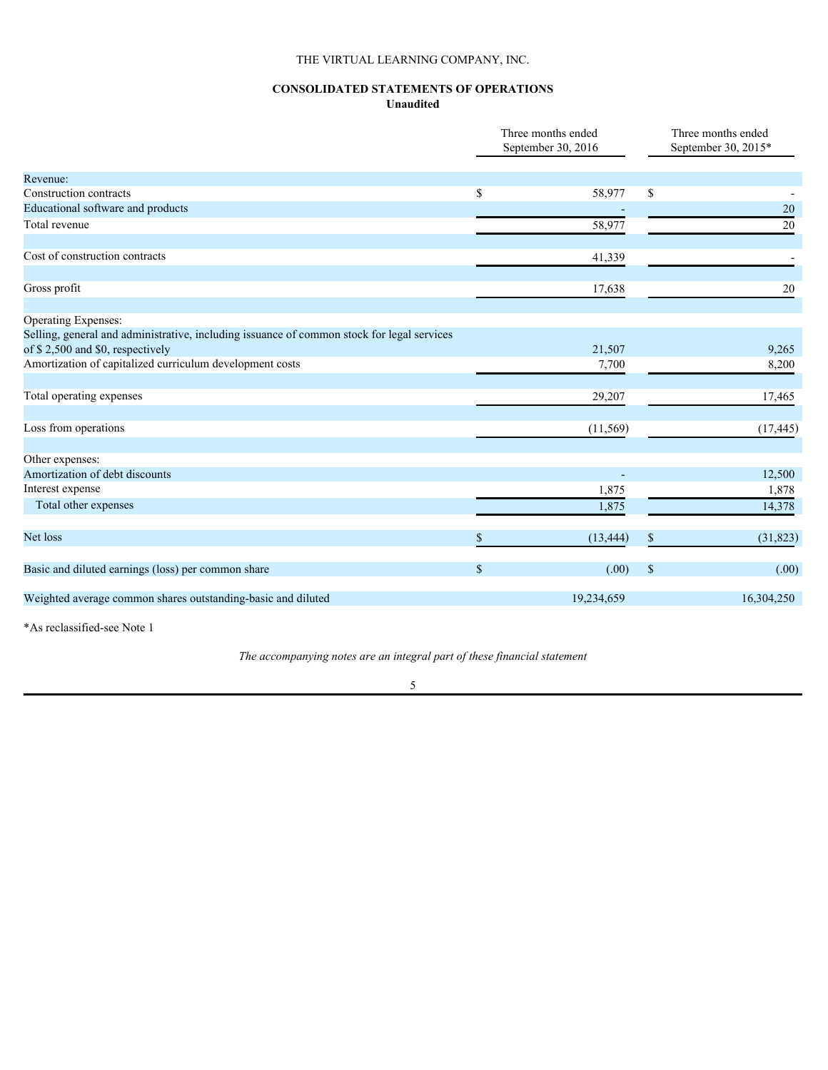THE VIRTUAL LEARNING COMPANY, INC.

## CONSOLIDATED STATEMENTS OF OPERATIONS

**Unaudited**

| | Three months ended September 30, 2016 | Three months ended September 30, 2015* |
|---|---|---|
| Revenue: | | |
| Construction contracts | $ 58,977 | $ - |
| Educational software and products | - | 20 |
| Total revenue | 58,977 | 20 |
| | | |
| Cost of construction contracts | 41,339 | - |
| | | |
| Gross profit | 17,638 | 20 |
| | | |
| Operating Expenses: | | |
| Selling, general and administrative, including issuance of common stock for legal services of $ 2,500 and $0, respectively | 21,507 | 9,265 |
| Amortization of capitalized curriculum development costs | 7,700 | 8,200 |
| | | |
| Total operating expenses | 29,207 | 17,465 |
| | | |
| Loss from operations | (11,569) | (17,445) |
| | | |
| Other expenses: | | |
| Amortization of debt discounts | - | 12,500 |
| Interest expense | 1,875 | 1,878 |
| Total other expenses | 1,875 | 14,378 |
| | | |
| Net loss | $ (13,444) | $ (31,823) |
| | | |
| Basic and diluted earnings (loss) per common share | $ (.00) | $ (.00) |
| | | |
| Weighted average common shares outstanding-basic and diluted | 19,234,659 | 16,304,250 |

*As reclassified-see Note 1

*The accompanying notes are an integral part of these financial statement*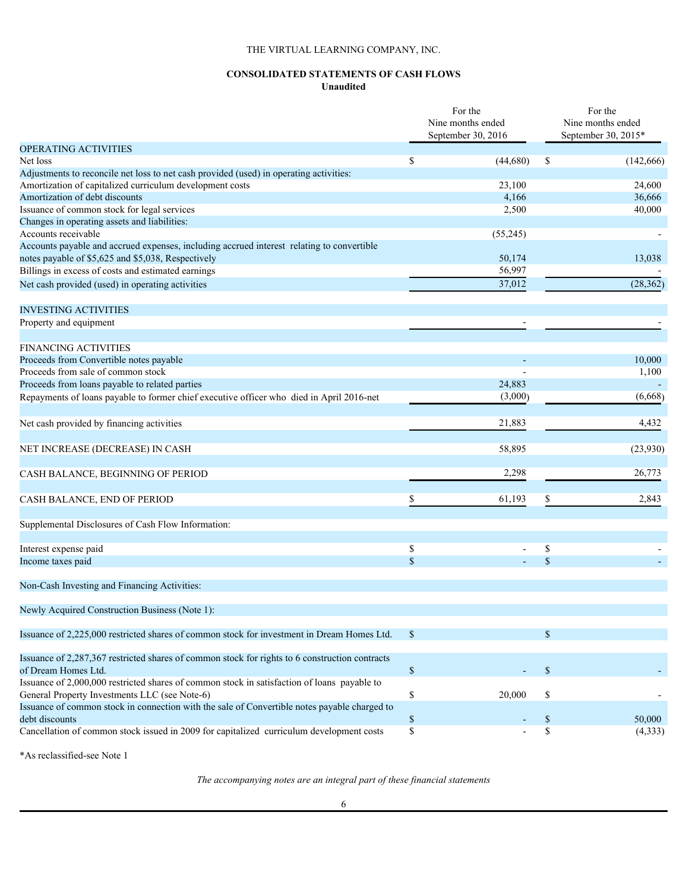THE VIRTUAL LEARNING COMPANY, INC.

**CONSOLIDATED STATEMENTS OF CASH FLOWS**
**Unaudited**

| | For the Nine months ended September 30, 2016 | For the Nine months ended September 30, 2015* |
|---|---|---|
| OPERATING ACTIVITIES | | |
| Net loss | $ (44,680) | $ (142,666) |
| Adjustments to reconcile net loss to net cash provided (used) in operating activities: | | |
| Amortization of capitalized curriculum development costs | 23,100 | 24,600 |
| Amortization of debt discounts | 4,166 | 36,666 |
| Issuance of common stock for legal services | 2,500 | 40,000 |
| Changes in operating assets and liabilities: | | |
| Accounts receivable | (55,245) | - |
| Accounts payable and accrued expenses, including accrued interest relating to convertible notes payable of $5,625 and $5,038, Respectively | 50,174 | 13,038 |
| Billings in excess of costs and estimated earnings | 56,997 | - |
| Net cash provided (used) in operating activities | 37,012 | (28,362) |
| | | |
| INVESTING ACTIVITIES | | |
| Property and equipment | - | - |
| | | |
| FINANCING ACTIVITIES | | |
| Proceeds from Convertible notes payable | - | 10,000 |
| Proceeds from sale of common stock | - | 1,100 |
| Proceeds from loans payable to related parties | 24,883 | - |
| Repayments of loans payable to former chief executive officer who died in April 2016-net | (3,000) | (6,668) |
| | | |
| Net cash provided by financing activities | 21,883 | 4,432 |
| | | |
| NET INCREASE (DECREASE) IN CASH | 58,895 | (23,930) |
| | | |
| CASH BALANCE, BEGINNING OF PERIOD | 2,298 | 26,773 |
| | | |
| CASH BALANCE, END OF PERIOD | $ 61,193 | $ 2,843 |
| | | |
| Supplemental Disclosures of Cash Flow Information: | | |
| | | |
| Interest expense paid | $ - | $ - |
| Income taxes paid | $ - | $ - |
| | | |
| Non-Cash Investing and Financing Activities: | | |
| | | |
| Newly Acquired Construction Business (Note 1): | | |
| | | |
| Issuance of 2,225,000 restricted shares of common stock for investment in Dream Homes Ltd. | $ | $ |
| | | |
| Issuance of 2,287,367 restricted shares of common stock for rights to 6 construction contracts of Dream Homes Ltd. | $ - | $ - |
| Issuance of 2,000,000 restricted shares of common stock in satisfaction of loans payable to General Property Investments LLC (see Note-6) | $ 20,000 | $ - |
| Issuance of common stock in connection with the sale of Convertible notes payable charged to debt discounts | $ - | $ 50,000 |
| Cancellation of common stock issued in 2009 for capitalized curriculum development costs | $ - | $ (4,333) |

*As reclassified-see Note 1

*The accompanying notes are an integral part of these financial statements*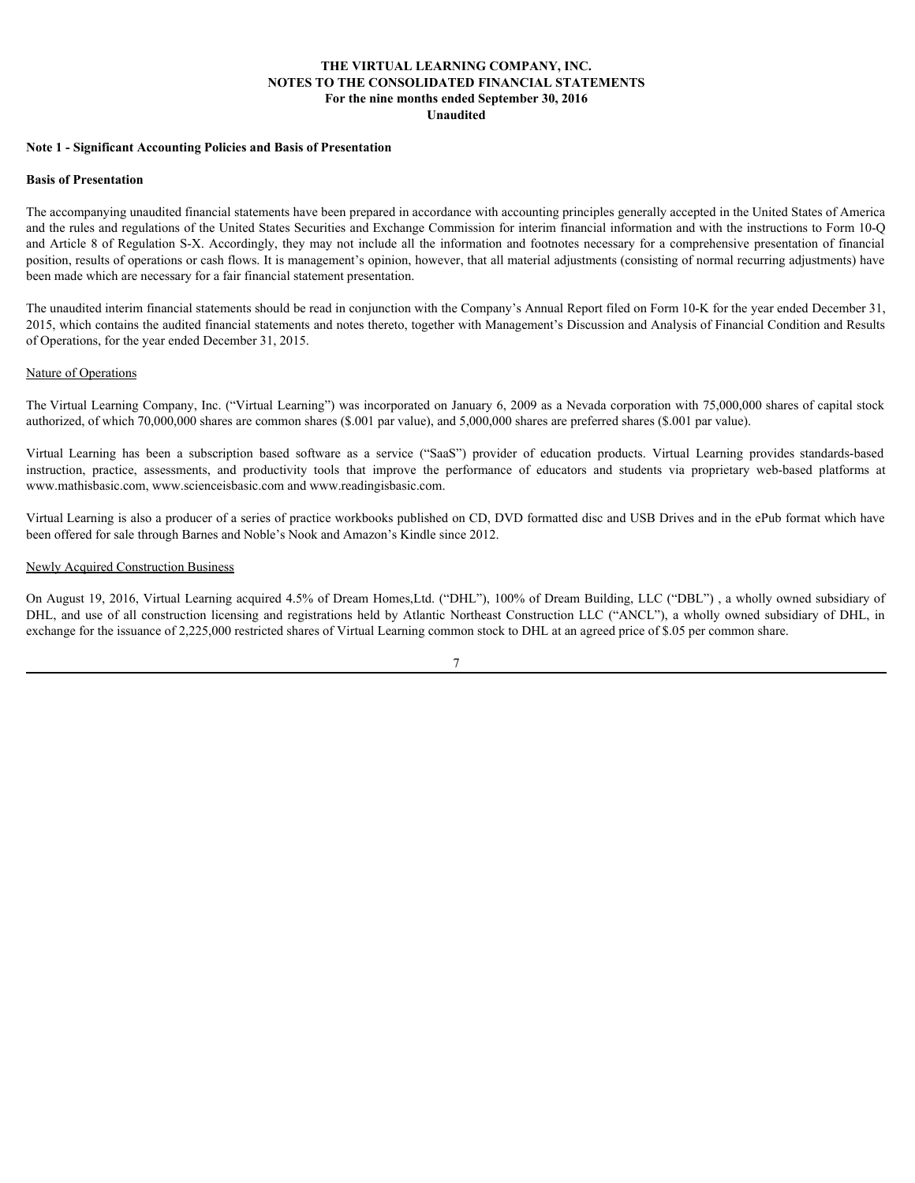# THE VIRTUAL LEARNING COMPANY, INC.
## NOTES TO THE CONSOLIDATED FINANCIAL STATEMENTS
### For the nine months ended September 30, 2016
### Unaudited

**Note 1 - Significant Accounting Policies and Basis of Presentation**

**Basis of Presentation**

The accompanying unaudited financial statements have been prepared in accordance with accounting principles generally accepted in the United States of America and the rules and regulations of the United States Securities and Exchange Commission for interim financial information and with the instructions to Form 10-Q and Article 8 of Regulation S-X. Accordingly, they may not include all the information and footnotes necessary for a comprehensive presentation of financial position, results of operations or cash flows. It is management's opinion, however, that all material adjustments (consisting of normal recurring adjustments) have been made which are necessary for a fair financial statement presentation.

The unaudited interim financial statements should be read in conjunction with the Company's Annual Report filed on Form 10-K for the year ended December 31, 2015, which contains the audited financial statements and notes thereto, together with Management's Discussion and Analysis of Financial Condition and Results of Operations, for the year ended December 31, 2015.

Nature of Operations

The Virtual Learning Company, Inc. ("Virtual Learning") was incorporated on January 6, 2009 as a Nevada corporation with 75,000,000 shares of capital stock authorized, of which 70,000,000 shares are common shares ($.001 par value), and 5,000,000 shares are preferred shares ($.001 par value).

Virtual Learning has been a subscription based software as a service ("SaaS") provider of education products. Virtual Learning provides standards-based instruction, practice, assessments, and productivity tools that improve the performance of educators and students via proprietary web-based platforms at www.mathisbasic.com, www.scienceisbasic.com and www.readingisbasic.com.

Virtual Learning is also a producer of a series of practice workbooks published on CD, DVD formatted disc and USB Drives and in the ePub format which have been offered for sale through Barnes and Noble's Nook and Amazon's Kindle since 2012.

Newly Acquired Construction Business

On August 19, 2016, Virtual Learning acquired 4.5% of Dream Homes,Ltd. ("DHL"), 100% of Dream Building, LLC ("DBL") , a wholly owned subsidiary of DHL, and use of all construction licensing and registrations held by Atlantic Northeast Construction LLC ("ANCL"), a wholly owned subsidiary of DHL, in exchange for the issuance of 2,225,000 restricted shares of Virtual Learning common stock to DHL at an agreed price of $.05 per common share.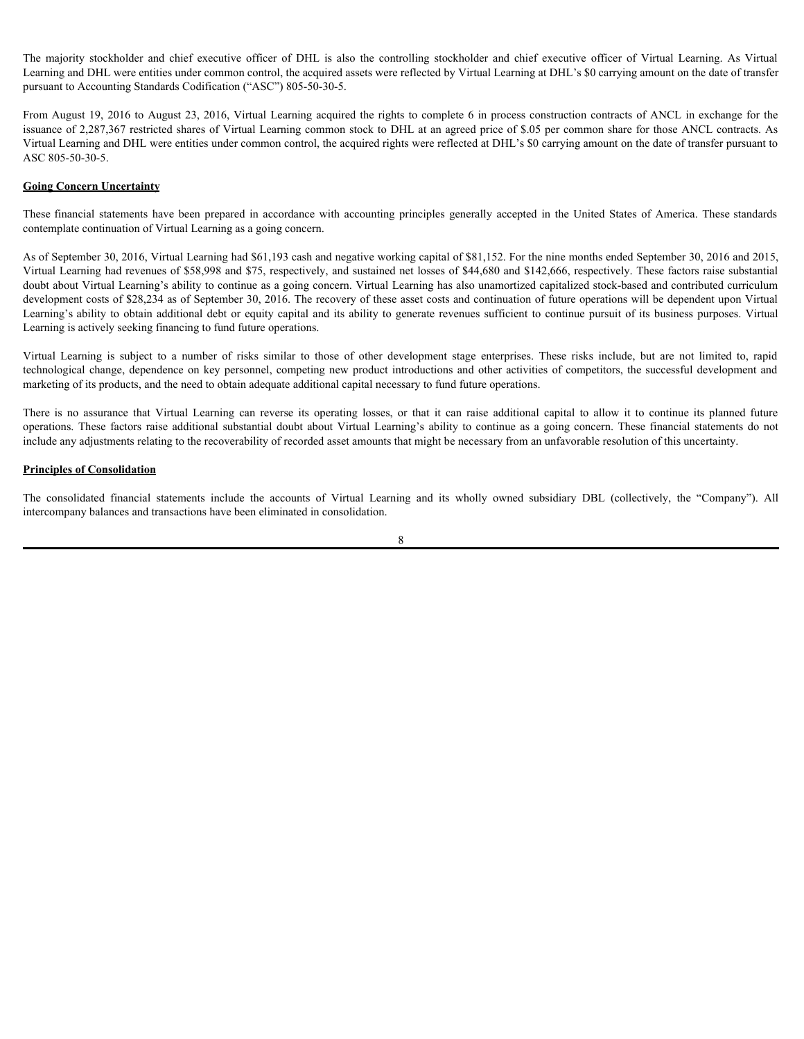The majority stockholder and chief executive officer of DHL is also the controlling stockholder and chief executive officer of Virtual Learning. As Virtual Learning and DHL were entities under common control, the acquired assets were reflected by Virtual Learning at DHL's $0 carrying amount on the date of transfer pursuant to Accounting Standards Codification ("ASC") 805-50-30-5.

From August 19, 2016 to August 23, 2016, Virtual Learning acquired the rights to complete 6 in process construction contracts of ANCL in exchange for the issuance of 2,287,367 restricted shares of Virtual Learning common stock to DHL at an agreed price of $.05 per common share for those ANCL contracts. As Virtual Learning and DHL were entities under common control, the acquired rights were reflected at DHL's $0 carrying amount on the date of transfer pursuant to ASC 805-50-30-5.

**Going Concern Uncertainty**

These financial statements have been prepared in accordance with accounting principles generally accepted in the United States of America. These standards contemplate continuation of Virtual Learning as a going concern.

As of September 30, 2016, Virtual Learning had $61,193 cash and negative working capital of $81,152. For the nine months ended September 30, 2016 and 2015, Virtual Learning had revenues of $58,998 and $75, respectively, and sustained net losses of $44,680 and $142,666, respectively. These factors raise substantial doubt about Virtual Learning's ability to continue as a going concern. Virtual Learning has also unamortized capitalized stock-based and contributed curriculum development costs of $28,234 as of September 30, 2016. The recovery of these asset costs and continuation of future operations will be dependent upon Virtual Learning's ability to obtain additional debt or equity capital and its ability to generate revenues sufficient to continue pursuit of its business purposes. Virtual Learning is actively seeking financing to fund future operations.

Virtual Learning is subject to a number of risks similar to those of other development stage enterprises. These risks include, but are not limited to, rapid technological change, dependence on key personnel, competing new product introductions and other activities of competitors, the successful development and marketing of its products, and the need to obtain adequate additional capital necessary to fund future operations.

There is no assurance that Virtual Learning can reverse its operating losses, or that it can raise additional capital to allow it to continue its planned future operations. These factors raise additional substantial doubt about Virtual Learning's ability to continue as a going concern. These financial statements do not include any adjustments relating to the recoverability of recorded asset amounts that might be necessary from an unfavorable resolution of this uncertainty.

**Principles of Consolidation**

The consolidated financial statements include the accounts of Virtual Learning and its wholly owned subsidiary DBL (collectively, the "Company"). All intercompany balances and transactions have been eliminated in consolidation.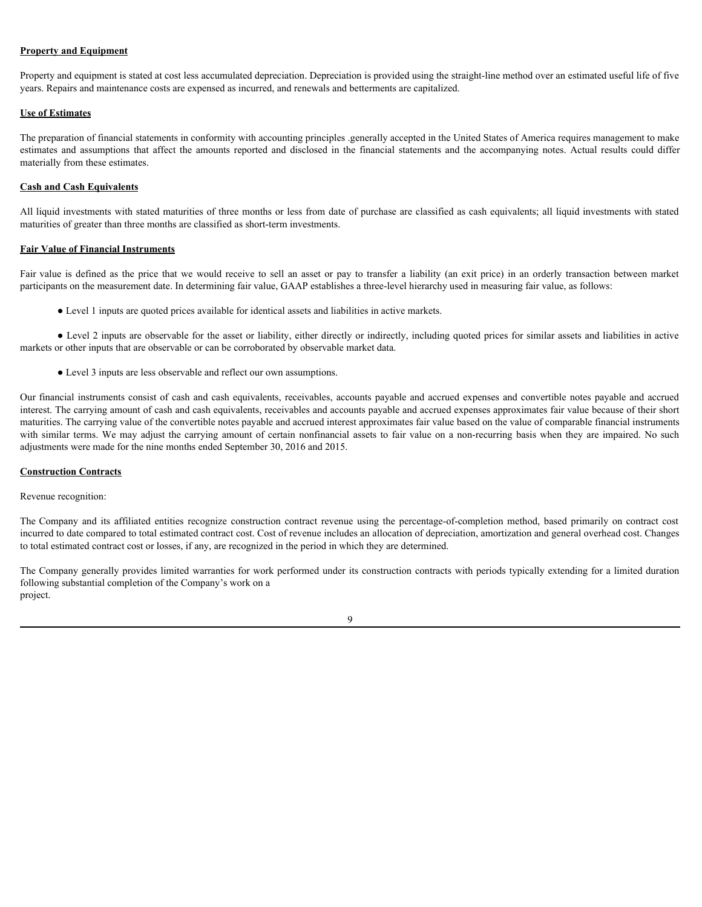**Property and Equipment**

Property and equipment is stated at cost less accumulated depreciation. Depreciation is provided using the straight-line method over an estimated useful life of five years. Repairs and maintenance costs are expensed as incurred, and renewals and betterments are capitalized.

**Use of Estimates**

The preparation of financial statements in conformity with accounting principles .generally accepted in the United States of America requires management to make estimates and assumptions that affect the amounts reported and disclosed in the financial statements and the accompanying notes. Actual results could differ materially from these estimates.

**Cash and Cash Equivalents**

All liquid investments with stated maturities of three months or less from date of purchase are classified as cash equivalents; all liquid investments with stated maturities of greater than three months are classified as short-term investments.

**Fair Value of Financial Instruments**

Fair value is defined as the price that we would receive to sell an asset or pay to transfer a liability (an exit price) in an orderly transaction between market participants on the measurement date. In determining fair value, GAAP establishes a three-level hierarchy used in measuring fair value, as follows:

- Level 1 inputs are quoted prices available for identical assets and liabilities in active markets.
- Level 2 inputs are observable for the asset or liability, either directly or indirectly, including quoted prices for similar assets and liabilities in active markets or other inputs that are observable or can be corroborated by observable market data.
- Level 3 inputs are less observable and reflect our own assumptions.

Our financial instruments consist of cash and cash equivalents, receivables, accounts payable and accrued expenses and convertible notes payable and accrued interest. The carrying amount of cash and cash equivalents, receivables and accounts payable and accrued expenses approximates fair value because of their short maturities. The carrying value of the convertible notes payable and accrued interest approximates fair value based on the value of comparable financial instruments with similar terms. We may adjust the carrying amount of certain nonfinancial assets to fair value on a non-recurring basis when they are impaired. No such adjustments were made for the nine months ended September 30, 2016 and 2015.

**Construction Contracts**

Revenue recognition:

The Company and its affiliated entities recognize construction contract revenue using the percentage-of-completion method, based primarily on contract cost incurred to date compared to total estimated contract cost. Cost of revenue includes an allocation of depreciation, amortization and general overhead cost. Changes to total estimated contract cost or losses, if any, are recognized in the period in which they are determined.

The Company generally provides limited warranties for work performed under its construction contracts with periods typically extending for a limited duration following substantial completion of the Company's work on a project.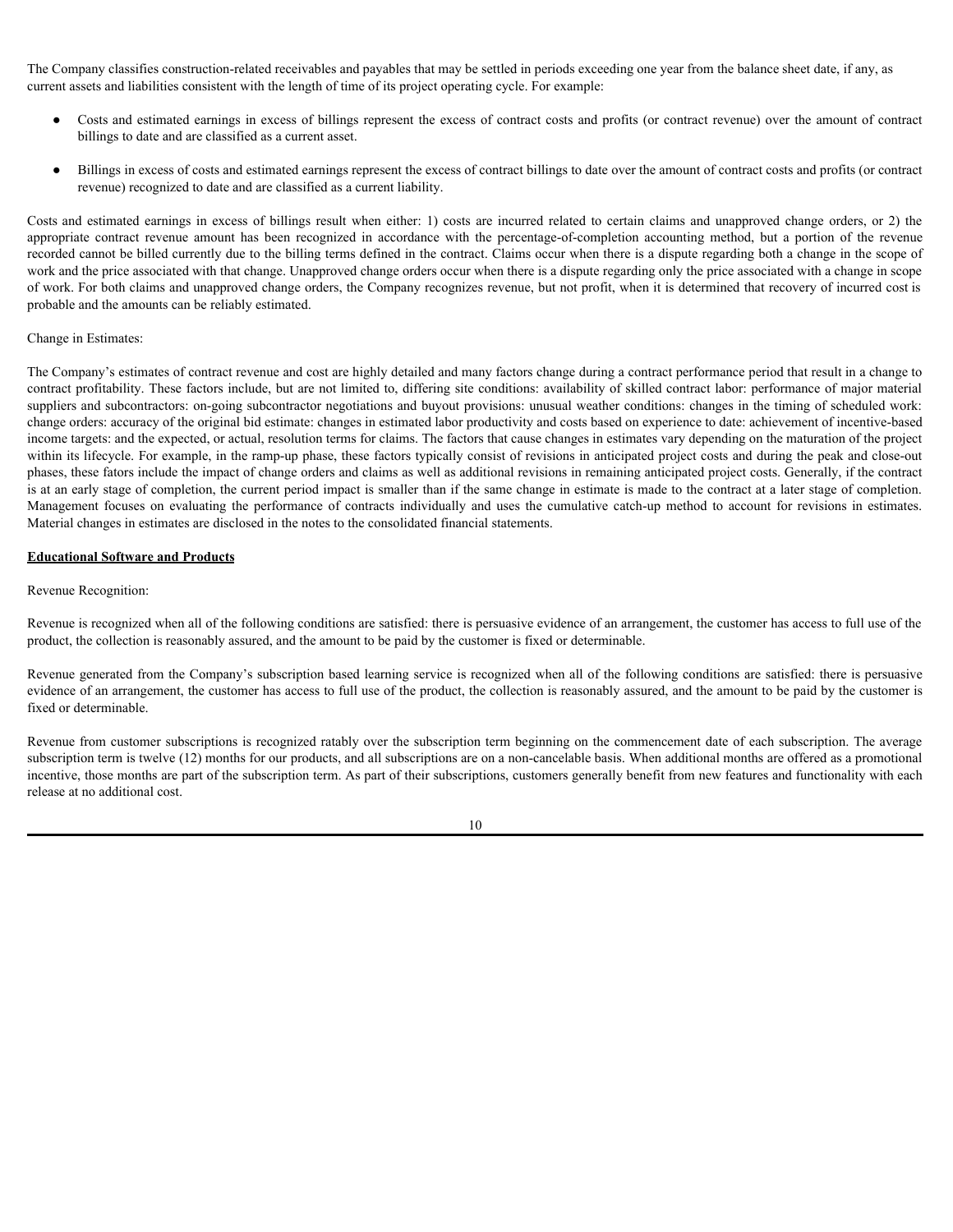The Company classifies construction-related receivables and payables that may be settled in periods exceeding one year from the balance sheet date, if any, as current assets and liabilities consistent with the length of time of its project operating cycle. For example:

- Costs and estimated earnings in excess of billings represent the excess of contract costs and profits (or contract revenue) over the amount of contract billings to date and are classified as a current asset.
- Billings in excess of costs and estimated earnings represent the excess of contract billings to date over the amount of contract costs and profits (or contract revenue) recognized to date and are classified as a current liability.

Costs and estimated earnings in excess of billings result when either: 1) costs are incurred related to certain claims and unapproved change orders, or 2) the appropriate contract revenue amount has been recognized in accordance with the percentage-of-completion accounting method, but a portion of the revenue recorded cannot be billed currently due to the billing terms defined in the contract. Claims occur when there is a dispute regarding both a change in the scope of work and the price associated with that change. Unapproved change orders occur when there is a dispute regarding only the price associated with a change in scope of work. For both claims and unapproved change orders, the Company recognizes revenue, but not profit, when it is determined that recovery of incurred cost is probable and the amounts can be reliably estimated.

Change in Estimates:

The Company's estimates of contract revenue and cost are highly detailed and many factors change during a contract performance period that result in a change to contract profitability. These factors include, but are not limited to, differing site conditions: availability of skilled contract labor: performance of major material suppliers and subcontractors: on-going subcontractor negotiations and buyout provisions: unusual weather conditions: changes in the timing of scheduled work: change orders: accuracy of the original bid estimate: changes in estimated labor productivity and costs based on experience to date: achievement of incentive-based income targets: and the expected, or actual, resolution terms for claims. The factors that cause changes in estimates vary depending on the maturation of the project within its lifecycle. For example, in the ramp-up phase, these factors typically consist of revisions in anticipated project costs and during the peak and close-out phases, these fators include the impact of change orders and claims as well as additional revisions in remaining anticipated project costs. Generally, if the contract is at an early stage of completion, the current period impact is smaller than if the same change in estimate is made to the contract at a later stage of completion. Management focuses on evaluating the performance of contracts individually and uses the cumulative catch-up method to account for revisions in estimates. Material changes in estimates are disclosed in the notes to the consolidated financial statements.

**Educational Software and Products**

Revenue Recognition:

Revenue is recognized when all of the following conditions are satisfied: there is persuasive evidence of an arrangement, the customer has access to full use of the product, the collection is reasonably assured, and the amount to be paid by the customer is fixed or determinable.

Revenue generated from the Company's subscription based learning service is recognized when all of the following conditions are satisfied: there is persuasive evidence of an arrangement, the customer has access to full use of the product, the collection is reasonably assured, and the amount to be paid by the customer is fixed or determinable.

Revenue from customer subscriptions is recognized ratably over the subscription term beginning on the commencement date of each subscription. The average subscription term is twelve (12) months for our products, and all subscriptions are on a non-cancelable basis. When additional months are offered as a promotional incentive, those months are part of the subscription term. As part of their subscriptions, customers generally benefit from new features and functionality with each release at no additional cost.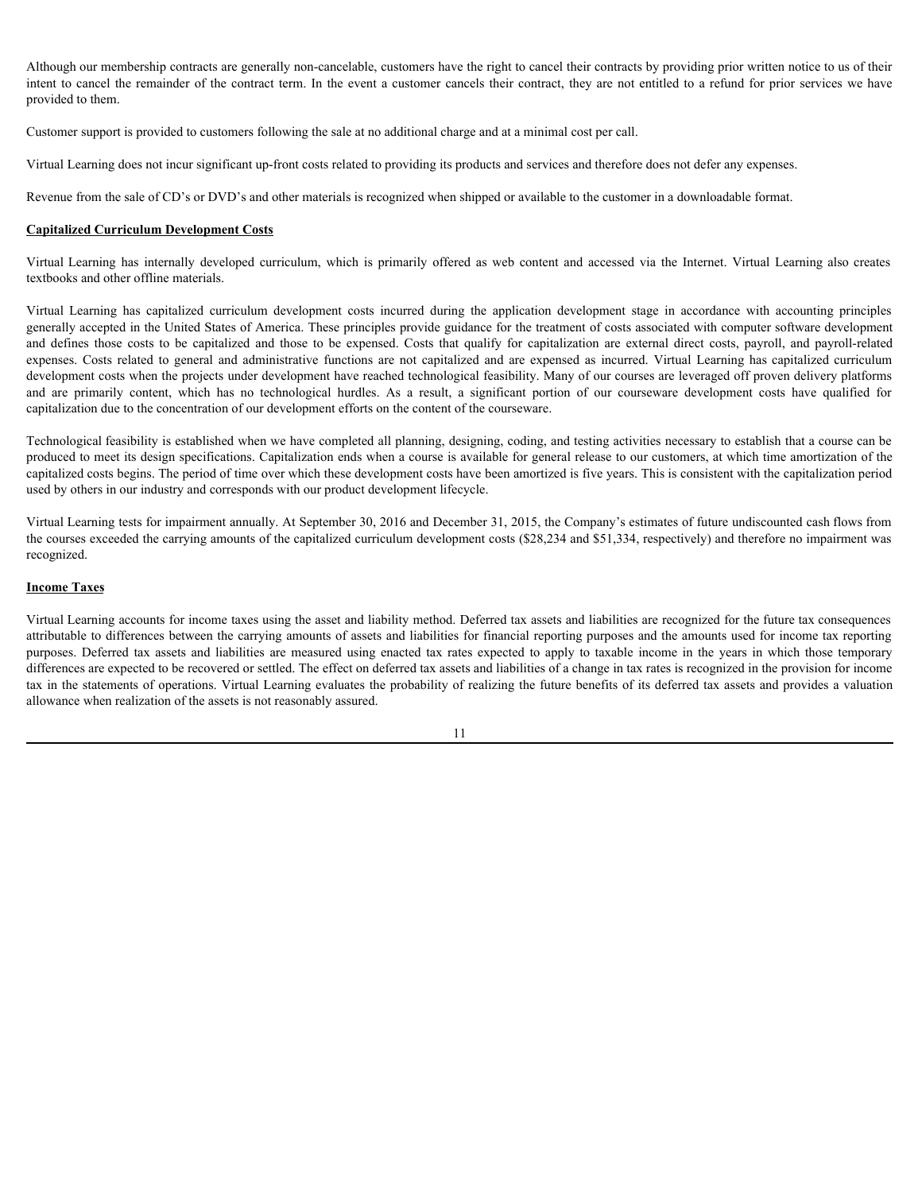Although our membership contracts are generally non-cancelable, customers have the right to cancel their contracts by providing prior written notice to us of their intent to cancel the remainder of the contract term. In the event a customer cancels their contract, they are not entitled to a refund for prior services we have provided to them.

Customer support is provided to customers following the sale at no additional charge and at a minimal cost per call.

Virtual Learning does not incur significant up-front costs related to providing its products and services and therefore does not defer any expenses.

Revenue from the sale of CD's or DVD's and other materials is recognized when shipped or available to the customer in a downloadable format.

**Capitalized Curriculum Development Costs**

Virtual Learning has internally developed curriculum, which is primarily offered as web content and accessed via the Internet. Virtual Learning also creates textbooks and other offline materials.

Virtual Learning has capitalized curriculum development costs incurred during the application development stage in accordance with accounting principles generally accepted in the United States of America. These principles provide guidance for the treatment of costs associated with computer software development and defines those costs to be capitalized and those to be expensed. Costs that qualify for capitalization are external direct costs, payroll, and payroll-related expenses. Costs related to general and administrative functions are not capitalized and are expensed as incurred. Virtual Learning has capitalized curriculum development costs when the projects under development have reached technological feasibility. Many of our courses are leveraged off proven delivery platforms and are primarily content, which has no technological hurdles. As a result, a significant portion of our courseware development costs have qualified for capitalization due to the concentration of our development efforts on the content of the courseware.

Technological feasibility is established when we have completed all planning, designing, coding, and testing activities necessary to establish that a course can be produced to meet its design specifications. Capitalization ends when a course is available for general release to our customers, at which time amortization of the capitalized costs begins. The period of time over which these development costs have been amortized is five years. This is consistent with the capitalization period used by others in our industry and corresponds with our product development lifecycle.

Virtual Learning tests for impairment annually. At September 30, 2016 and December 31, 2015, the Company's estimates of future undiscounted cash flows from the courses exceeded the carrying amounts of the capitalized curriculum development costs ($28,234 and $51,334, respectively) and therefore no impairment was recognized.

**Income Taxes**

Virtual Learning accounts for income taxes using the asset and liability method. Deferred tax assets and liabilities are recognized for the future tax consequences attributable to differences between the carrying amounts of assets and liabilities for financial reporting purposes and the amounts used for income tax reporting purposes. Deferred tax assets and liabilities are measured using enacted tax rates expected to apply to taxable income in the years in which those temporary differences are expected to be recovered or settled. The effect on deferred tax assets and liabilities of a change in tax rates is recognized in the provision for income tax in the statements of operations. Virtual Learning evaluates the probability of realizing the future benefits of its deferred tax assets and provides a valuation allowance when realization of the assets is not reasonably assured.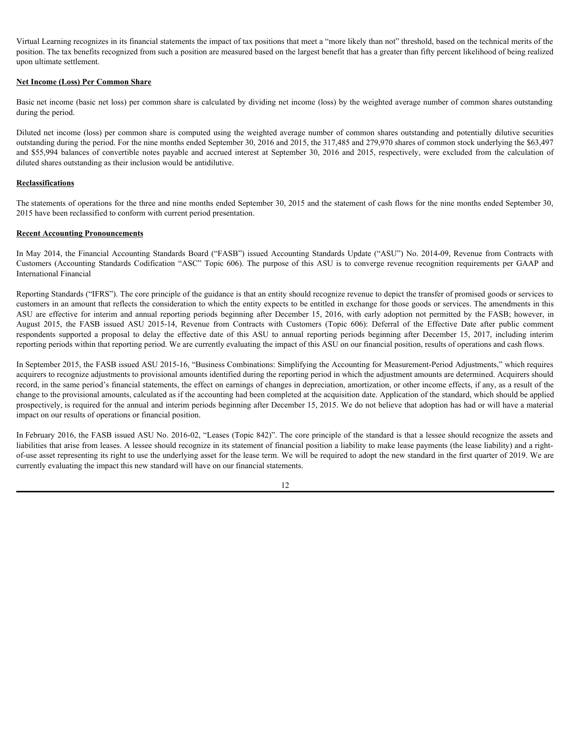Virtual Learning recognizes in its financial statements the impact of tax positions that meet a "more likely than not" threshold, based on the technical merits of the position. The tax benefits recognized from such a position are measured based on the largest benefit that has a greater than fifty percent likelihood of being realized upon ultimate settlement.

**Net Income (Loss) Per Common Share**

Basic net income (basic net loss) per common share is calculated by dividing net income (loss) by the weighted average number of common shares outstanding during the period.

Diluted net income (loss) per common share is computed using the weighted average number of common shares outstanding and potentially dilutive securities outstanding during the period. For the nine months ended September 30, 2016 and 2015, the 317,485 and 279,970 shares of common stock underlying the $63,497 and $55,994 balances of convertible notes payable and accrued interest at September 30, 2016 and 2015, respectively, were excluded from the calculation of diluted shares outstanding as their inclusion would be antidilutive.

**Reclassifications**

The statements of operations for the three and nine months ended September 30, 2015 and the statement of cash flows for the nine months ended September 30, 2015 have been reclassified to conform with current period presentation.

**Recent Accounting Pronouncements**

In May 2014, the Financial Accounting Standards Board ("FASB") issued Accounting Standards Update ("ASU") No. 2014-09, Revenue from Contracts with Customers (Accounting Standards Codification "ASC" Topic 606). The purpose of this ASU is to converge revenue recognition requirements per GAAP and International Financial

Reporting Standards ("IFRS"). The core principle of the guidance is that an entity should recognize revenue to depict the transfer of promised goods or services to customers in an amount that reflects the consideration to which the entity expects to be entitled in exchange for those goods or services. The amendments in this ASU are effective for interim and annual reporting periods beginning after December 15, 2016, with early adoption not permitted by the FASB; however, in August 2015, the FASB issued ASU 2015-14, Revenue from Contracts with Customers (Topic 606): Deferral of the Effective Date after public comment respondents supported a proposal to delay the effective date of this ASU to annual reporting periods beginning after December 15, 2017, including interim reporting periods within that reporting period. We are currently evaluating the impact of this ASU on our financial position, results of operations and cash flows.

In September 2015, the FASB issued ASU 2015-16, "Business Combinations: Simplifying the Accounting for Measurement-Period Adjustments," which requires acquirers to recognize adjustments to provisional amounts identified during the reporting period in which the adjustment amounts are determined. Acquirers should record, in the same period's financial statements, the effect on earnings of changes in depreciation, amortization, or other income effects, if any, as a result of the change to the provisional amounts, calculated as if the accounting had been completed at the acquisition date. Application of the standard, which should be applied prospectively, is required for the annual and interim periods beginning after December 15, 2015. We do not believe that adoption has had or will have a material impact on our results of operations or financial position.

In February 2016, the FASB issued ASU No. 2016-02, "Leases (Topic 842)". The core principle of the standard is that a lessee should recognize the assets and liabilities that arise from leases. A lessee should recognize in its statement of financial position a liability to make lease payments (the lease liability) and a right-of-use asset representing its right to use the underlying asset for the lease term. We will be required to adopt the new standard in the first quarter of 2019. We are currently evaluating the impact this new standard will have on our financial statements.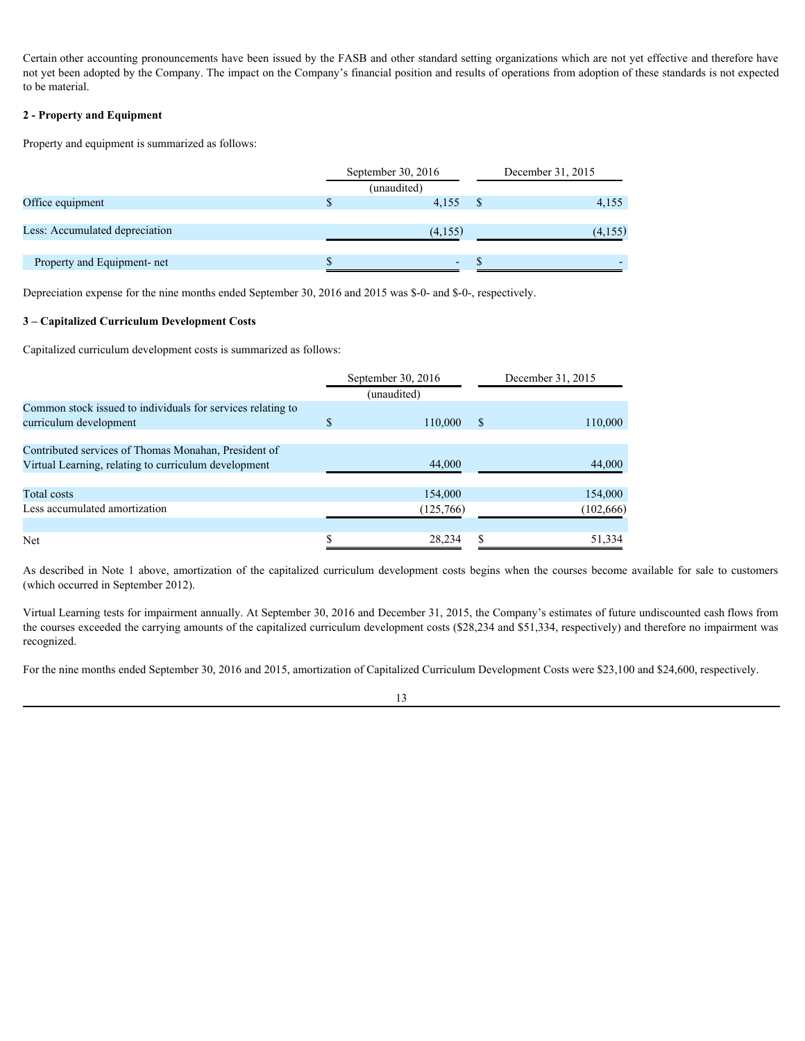Certain other accounting pronouncements have been issued by the FASB and other standard setting organizations which are not yet effective and therefore have not yet been adopted by the Company. The impact on the Company's financial position and results of operations from adoption of these standards is not expected to be material.

**2 - Property and Equipment**

Property and equipment is summarized as follows:

| | September 30, 2016 | December 31, 2015 |
|---|---|---|
| | (unaudited) | |
| Office equipment | $ 4,155 | $ 4,155 |
| Less: Accumulated depreciation | (4,155) | (4,155) |
| Property and Equipment- net | $ - | $ - |

Depreciation expense for the nine months ended September 30, 2016 and 2015 was $-0- and $-0-, respectively.

**3 – Capitalized Curriculum Development Costs**

Capitalized curriculum development costs is summarized as follows:

| | September 30, 2016 | December 31, 2015 |
|---|---|---|
| | (unaudited) | |
| Common stock issued to individuals for services relating to curriculum development | $ 110,000 | $ 110,000 |
| Contributed services of Thomas Monahan, President of Virtual Learning, relating to curriculum development | 44,000 | 44,000 |
| Total costs | 154,000 | 154,000 |
| Less accumulated amortization | (125,766) | (102,666) |
| Net | $ 28,234 | $ 51,334 |

As described in Note 1 above, amortization of the capitalized curriculum development costs begins when the courses become available for sale to customers (which occurred in September 2012).

Virtual Learning tests for impairment annually. At September 30, 2016 and December 31, 2015, the Company's estimates of future undiscounted cash flows from the courses exceeded the carrying amounts of the capitalized curriculum development costs ($28,234 and $51,334, respectively) and therefore no impairment was recognized.

For the nine months ended September 30, 2016 and 2015, amortization of Capitalized Curriculum Development Costs were $23,100 and $24,600, respectively.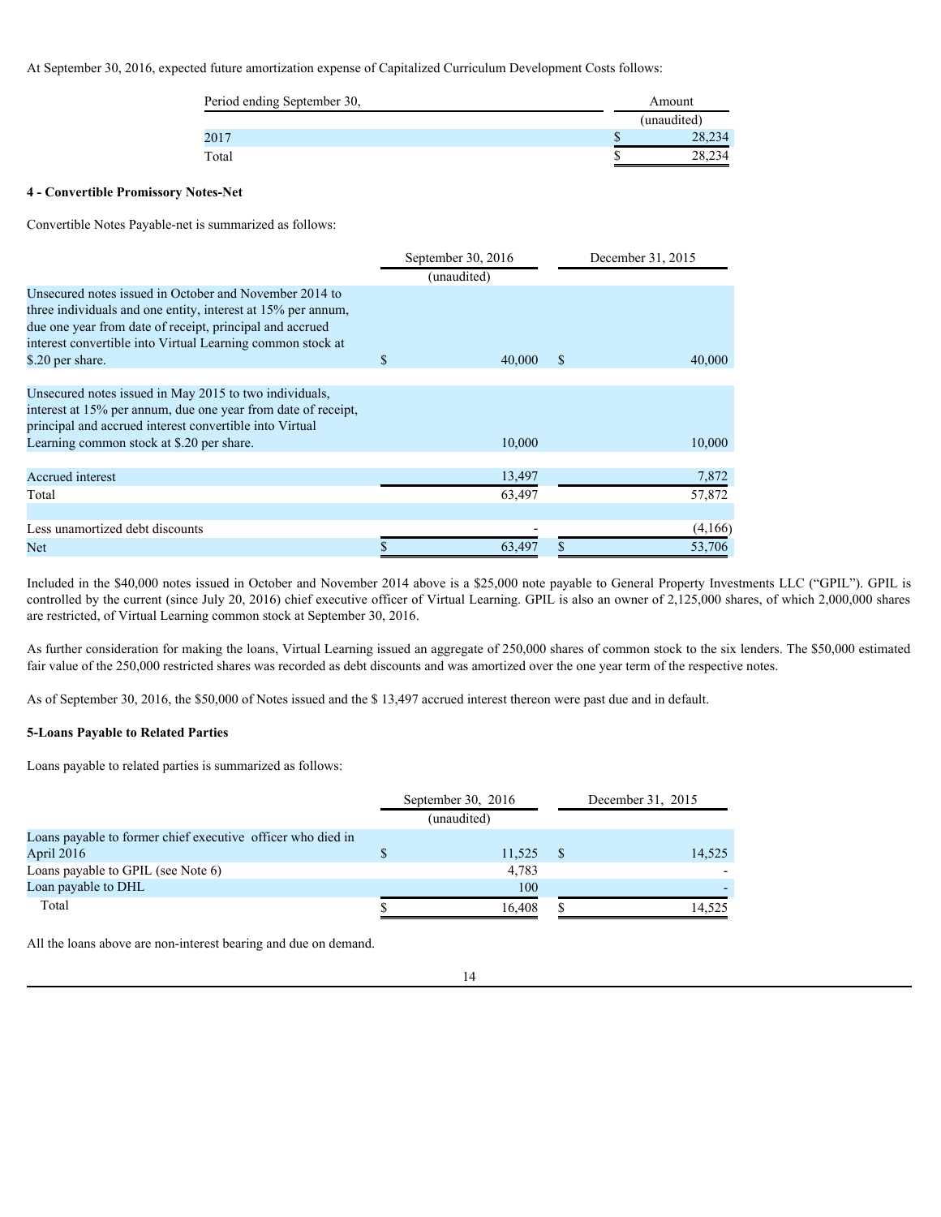At September 30, 2016, expected future amortization expense of Capitalized Curriculum Development Costs follows:

| Period ending September 30, | Amount |
|---|---|
| | (unaudited) |
| 2017 | $ 28,234 |
| Total | $ 28,234 |

**4 - Convertible Promissory Notes-Net**

Convertible Notes Payable-net is summarized as follows:

| | September 30, 2016 | December 31, 2015 |
|---|---|---|
| | (unaudited) | |
| Unsecured notes issued in October and November 2014 to three individuals and one entity, interest at 15% per annum, due one year from date of receipt, principal and accrued interest convertible into Virtual Learning common stock at $.20 per share. | $ 40,000 | $ 40,000 |
| Unsecured notes issued in May 2015 to two individuals, interest at 15% per annum, due one year from date of receipt, principal and accrued interest convertible into Virtual Learning common stock at $.20 per share. | 10,000 | 10,000 |
| Accrued interest | 13,497 | 7,872 |
| Total | 63,497 | 57,872 |
| Less unamortized debt discounts | - | (4,166) |
| Net | $ 63,497 | $ 53,706 |

Included in the $40,000 notes issued in October and November 2014 above is a $25,000 note payable to General Property Investments LLC ("GPIL"). GPIL is controlled by the current (since July 20, 2016) chief executive officer of Virtual Learning. GPIL is also an owner of 2,125,000 shares, of which 2,000,000 shares are restricted, of Virtual Learning common stock at September 30, 2016.

As further consideration for making the loans, Virtual Learning issued an aggregate of 250,000 shares of common stock to the six lenders. The $50,000 estimated fair value of the 250,000 restricted shares was recorded as debt discounts and was amortized over the one year term of the respective notes.

As of September 30, 2016, the $50,000 of Notes issued and the $ 13,497 accrued interest thereon were past due and in default.

**5-Loans Payable to Related Parties**

Loans payable to related parties is summarized as follows:

| | September 30, 2016 | December 31, 2015 |
|---|---|---|
| | (unaudited) | |
| Loans payable to former chief executive officer who died in April 2016 | $ 11,525 | $ 14,525 |
| Loans payable to GPIL (see Note 6) | 4,783 | - |
| Loan payable to DHL | 100 | - |
| Total | $ 16,408 | $ 14,525 |

All the loans above are non-interest bearing and due on demand.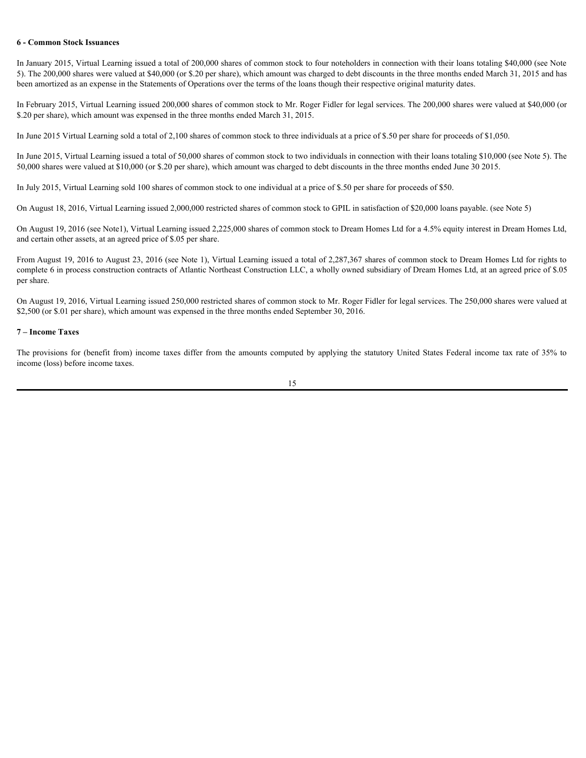### 6 - Common Stock Issuances

In January 2015, Virtual Learning issued a total of 200,000 shares of common stock to four noteholders in connection with their loans totaling $40,000 (see Note 5). The 200,000 shares were valued at $40,000 (or $.20 per share), which amount was charged to debt discounts in the three months ended March 31, 2015 and has been amortized as an expense in the Statements of Operations over the terms of the loans though their respective original maturity dates.

In February 2015, Virtual Learning issued 200,000 shares of common stock to Mr. Roger Fidler for legal services. The 200,000 shares were valued at $40,000 (or $.20 per share), which amount was expensed in the three months ended March 31, 2015.

In June 2015 Virtual Learning sold a total of 2,100 shares of common stock to three individuals at a price of $.50 per share for proceeds of $1,050.

In June 2015, Virtual Learning issued a total of 50,000 shares of common stock to two individuals in connection with their loans totaling $10,000 (see Note 5). The 50,000 shares were valued at $10,000 (or $.20 per share), which amount was charged to debt discounts in the three months ended June 30 2015.

In July 2015, Virtual Learning sold 100 shares of common stock to one individual at a price of $.50 per share for proceeds of $50.

On August 18, 2016, Virtual Learning issued 2,000,000 restricted shares of common stock to GPIL in satisfaction of $20,000 loans payable. (see Note 5)

On August 19, 2016 (see Note1), Virtual Learning issued 2,225,000 shares of common stock to Dream Homes Ltd for a 4.5% equity interest in Dream Homes Ltd, and certain other assets, at an agreed price of $.05 per share.

From August 19, 2016 to August 23, 2016 (see Note 1), Virtual Learning issued a total of 2,287,367 shares of common stock to Dream Homes Ltd for rights to complete 6 in process construction contracts of Atlantic Northeast Construction LLC, a wholly owned subsidiary of Dream Homes Ltd, at an agreed price of $.05 per share.

On August 19, 2016, Virtual Learning issued 250,000 restricted shares of common stock to Mr. Roger Fidler for legal services. The 250,000 shares were valued at $2,500 (or $.01 per share), which amount was expensed in the three months ended September 30, 2016.

### 7 – Income Taxes

The provisions for (benefit from) income taxes differ from the amounts computed by applying the statutory United States Federal income tax rate of 35% to income (loss) before income taxes.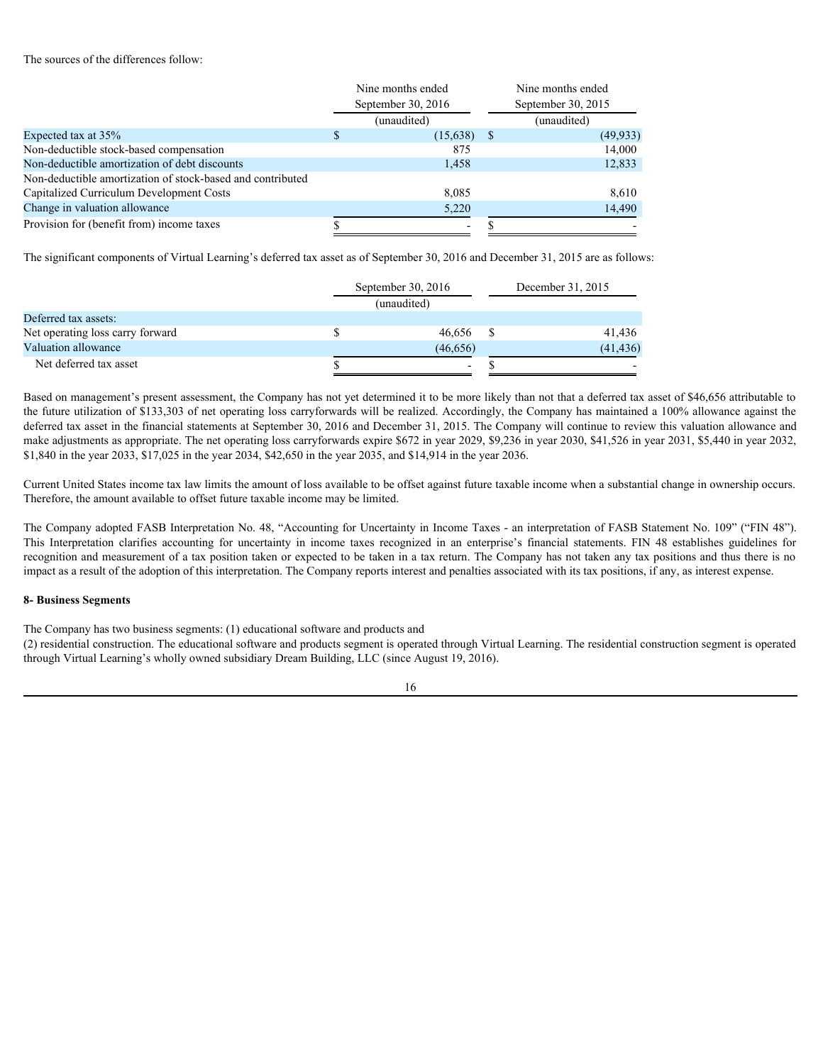The sources of the differences follow:

| | Nine months ended September 30, 2016 (unaudited) | Nine months ended September 30, 2015 (unaudited) |
|---|---|---|
| Expected tax at 35% | $ (15,638) | $ (49,933) |
| Non-deductible stock-based compensation | 875 | 14,000 |
| Non-deductible amortization of debt discounts | 1,458 | 12,833 |
| Non-deductible amortization of stock-based and contributed Capitalized Curriculum Development Costs | 8,085 | 8,610 |
| Change in valuation allowance | 5,220 | 14,490 |
| Provision for (benefit from) income taxes | $ - | $ - |

The significant components of Virtual Learning's deferred tax asset as of September 30, 2016 and December 31, 2015 are as follows:

| | September 30, 2016 (unaudited) | December 31, 2015 |
|---|---|---|
| Deferred tax assets: | | |
| Net operating loss carry forward | $ 46,656 | $ 41,436 |
| Valuation allowance | (46,656) | (41,436) |
| Net deferred tax asset | $ - | $ - |

Based on management's present assessment, the Company has not yet determined it to be more likely than not that a deferred tax asset of $46,656 attributable to the future utilization of $133,303 of net operating loss carryforwards will be realized. Accordingly, the Company has maintained a 100% allowance against the deferred tax asset in the financial statements at September 30, 2016 and December 31, 2015. The Company will continue to review this valuation allowance and make adjustments as appropriate. The net operating loss carryforwards expire $672 in year 2029, $9,236 in year 2030, $41,526 in year 2031, $5,440 in year 2032, $1,840 in the year 2033, $17,025 in the year 2034, $42,650 in the year 2035, and $14,914 in the year 2036.

Current United States income tax law limits the amount of loss available to be offset against future taxable income when a substantial change in ownership occurs. Therefore, the amount available to offset future taxable income may be limited.

The Company adopted FASB Interpretation No. 48, "Accounting for Uncertainty in Income Taxes - an interpretation of FASB Statement No. 109" ("FIN 48"). This Interpretation clarifies accounting for uncertainty in income taxes recognized in an enterprise's financial statements. FIN 48 establishes guidelines for recognition and measurement of a tax position taken or expected to be taken in a tax return. The Company has not taken any tax positions and thus there is no impact as a result of the adoption of this interpretation. The Company reports interest and penalties associated with its tax positions, if any, as interest expense.

**8- Business Segments**

The Company has two business segments: (1) educational software and products and
(2) residential construction. The educational software and products segment is operated through Virtual Learning. The residential construction segment is operated through Virtual Learning's wholly owned subsidiary Dream Building, LLC (since August 19, 2016).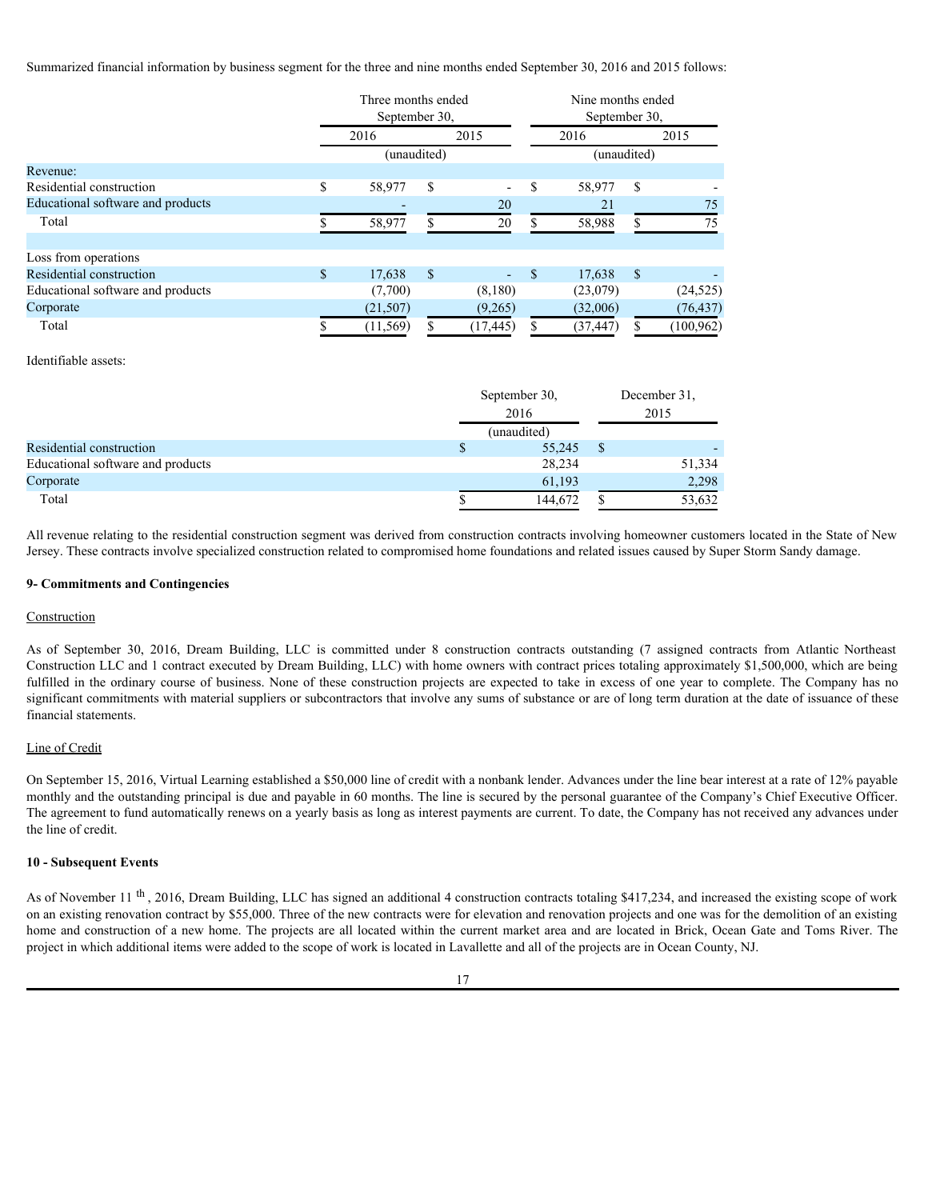Summarized financial information by business segment for the three and nine months ended September 30, 2016 and 2015 follows:

| | Three months ended September 30, | | Nine months ended September 30, | |
|---|---|---|---|---|
| | 2016 | 2015 | 2016 | 2015 |
| | (unaudited) | | (unaudited) | |
| Revenue: | | | | |
| Residential construction | $ 58,977 | $ - | $ 58,977 | $ - |
| Educational software and products | - | 20 | 21 | 75 |
| Total | $ 58,977 | $ 20 | $ 58,988 | $ 75 |
| | | | | |
| Loss from operations | | | | |
| Residential construction | $ 17,638 | $ - | $ 17,638 | $ - |
| Educational software and products | (7,700) | (8,180) | (23,079) | (24,525) |
| Corporate | (21,507) | (9,265) | (32,006) | (76,437) |
| Total | $ (11,569) | $ (17,445) | $ (37,447) | $ (100,962) |

Identifiable assets:

| | September 30, 2016 | December 31, 2015 |
|---|---|---|
| | (unaudited) | |
| Residential construction | $ 55,245 | $ - |
| Educational software and products | 28,234 | 51,334 |
| Corporate | 61,193 | 2,298 |
| Total | $ 144,672 | $ 53,632 |

All revenue relating to the residential construction segment was derived from construction contracts involving homeowner customers located in the State of New Jersey. These contracts involve specialized construction related to compromised home foundations and related issues caused by Super Storm Sandy damage.

**9- Commitments and Contingencies**

Construction

As of September 30, 2016, Dream Building, LLC is committed under 8 construction contracts outstanding (7 assigned contracts from Atlantic Northeast Construction LLC and 1 contract executed by Dream Building, LLC) with home owners with contract prices totaling approximately $1,500,000, which are being fulfilled in the ordinary course of business. None of these construction projects are expected to take in excess of one year to complete. The Company has no significant commitments with material suppliers or subcontractors that involve any sums of substance or are of long term duration at the date of issuance of these financial statements.

Line of Credit

On September 15, 2016, Virtual Learning established a $50,000 line of credit with a nonbank lender. Advances under the line bear interest at a rate of 12% payable monthly and the outstanding principal is due and payable in 60 months. The line is secured by the personal guarantee of the Company's Chief Executive Officer. The agreement to fund automatically renews on a yearly basis as long as interest payments are current. To date, the Company has not received any advances under the line of credit.

**10 - Subsequent Events**

As of November 11th, 2016, Dream Building, LLC has signed an additional 4 construction contracts totaling $417,234, and increased the existing scope of work on an existing renovation contract by $55,000. Three of the new contracts were for elevation and renovation projects and one was for the demolition of an existing home and construction of a new home. The projects are all located within the current market area and are located in Brick, Ocean Gate and Toms River. The project in which additional items were added to the scope of work is located in Lavallette and all of the projects are in Ocean County, NJ.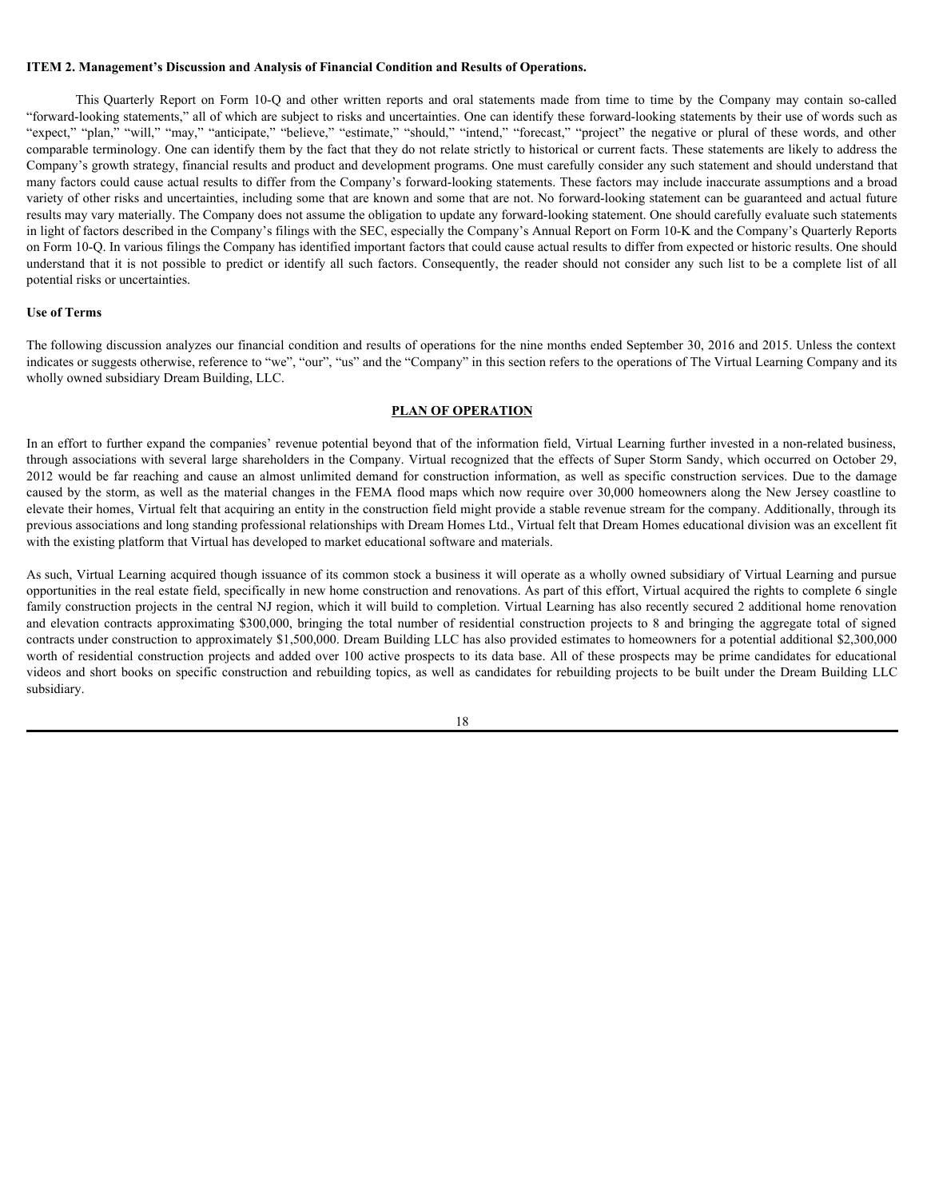**ITEM 2. Management's Discussion and Analysis of Financial Condition and Results of Operations.**

This Quarterly Report on Form 10-Q and other written reports and oral statements made from time to time by the Company may contain so-called "forward-looking statements," all of which are subject to risks and uncertainties. One can identify these forward-looking statements by their use of words such as "expect," "plan," "will," "may," "anticipate," "believe," "estimate," "should," "intend," "forecast," "project" the negative or plural of these words, and other comparable terminology. One can identify them by the fact that they do not relate strictly to historical or current facts. These statements are likely to address the Company's growth strategy, financial results and product and development programs. One must carefully consider any such statement and should understand that many factors could cause actual results to differ from the Company's forward-looking statements. These factors may include inaccurate assumptions and a broad variety of other risks and uncertainties, including some that are known and some that are not. No forward-looking statement can be guaranteed and actual future results may vary materially. The Company does not assume the obligation to update any forward-looking statement. One should carefully evaluate such statements in light of factors described in the Company's filings with the SEC, especially the Company's Annual Report on Form 10-K and the Company's Quarterly Reports on Form 10-Q. In various filings the Company has identified important factors that could cause actual results to differ from expected or historic results. One should understand that it is not possible to predict or identify all such factors. Consequently, the reader should not consider any such list to be a complete list of all potential risks or uncertainties.

**Use of Terms**

The following discussion analyzes our financial condition and results of operations for the nine months ended September 30, 2016 and 2015. Unless the context indicates or suggests otherwise, reference to "we", "our", "us" and the "Company" in this section refers to the operations of The Virtual Learning Company and its wholly owned subsidiary Dream Building, LLC.

**PLAN OF OPERATION**

In an effort to further expand the companies' revenue potential beyond that of the information field, Virtual Learning further invested in a non-related business, through associations with several large shareholders in the Company. Virtual recognized that the effects of Super Storm Sandy, which occurred on October 29, 2012 would be far reaching and cause an almost unlimited demand for construction information, as well as specific construction services. Due to the damage caused by the storm, as well as the material changes in the FEMA flood maps which now require over 30,000 homeowners along the New Jersey coastline to elevate their homes, Virtual felt that acquiring an entity in the construction field might provide a stable revenue stream for the company. Additionally, through its previous associations and long standing professional relationships with Dream Homes Ltd., Virtual felt that Dream Homes educational division was an excellent fit with the existing platform that Virtual has developed to market educational software and materials.

As such, Virtual Learning acquired though issuance of its common stock a business it will operate as a wholly owned subsidiary of Virtual Learning and pursue opportunities in the real estate field, specifically in new home construction and renovations. As part of this effort, Virtual acquired the rights to complete 6 single family construction projects in the central NJ region, which it will build to completion. Virtual Learning has also recently secured 2 additional home renovation and elevation contracts approximating $300,000, bringing the total number of residential construction projects to 8 and bringing the aggregate total of signed contracts under construction to approximately $1,500,000. Dream Building LLC has also provided estimates to homeowners for a potential additional $2,300,000 worth of residential construction projects and added over 100 active prospects to its data base. All of these prospects may be prime candidates for educational videos and short books on specific construction and rebuilding topics, as well as candidates for rebuilding projects to be built under the Dream Building LLC subsidiary.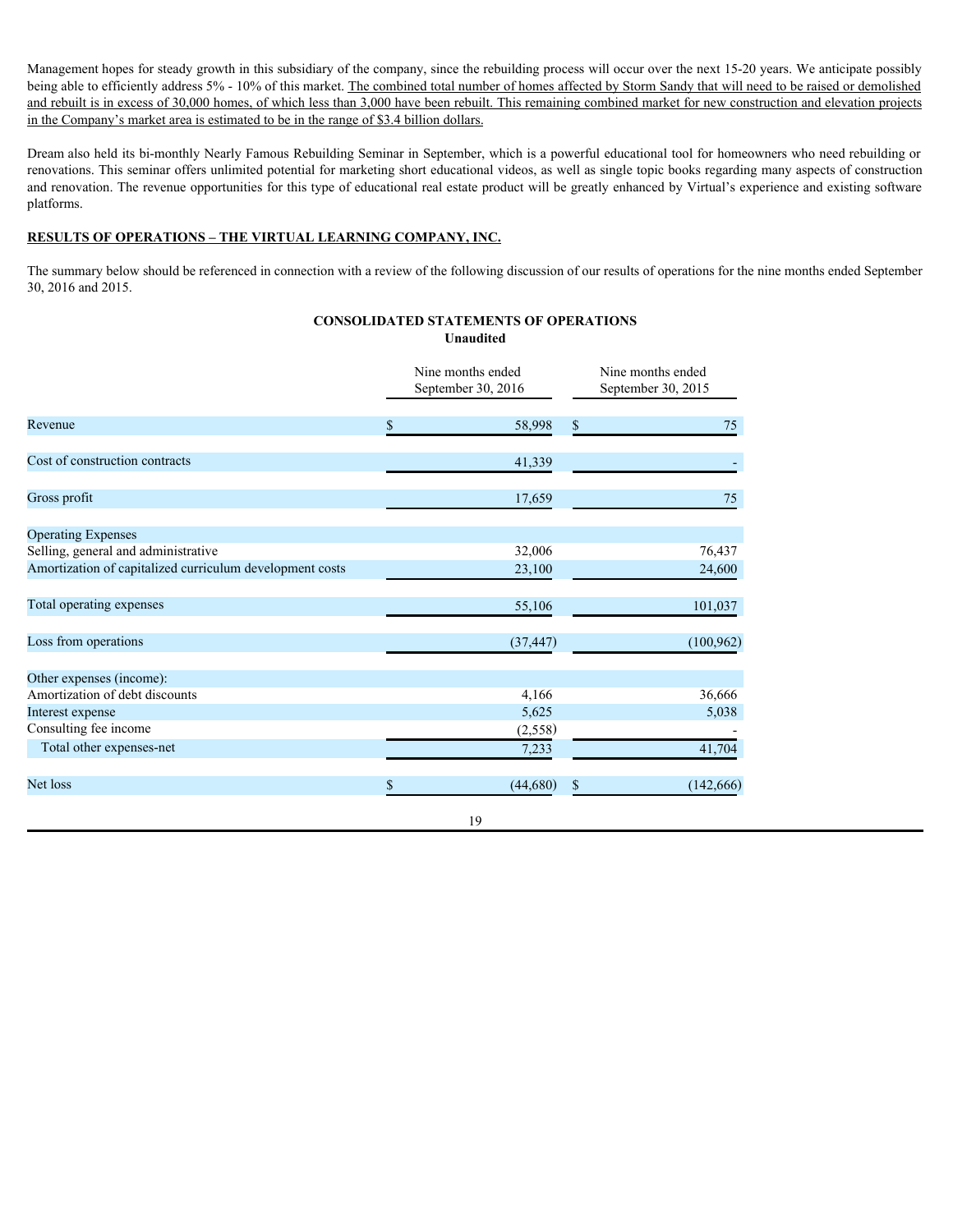Management hopes for steady growth in this subsidiary of the company, since the rebuilding process will occur over the next 15-20 years. We anticipate possibly being able to efficiently address 5% - 10% of this market. The combined total number of homes affected by Storm Sandy that will need to be raised or demolished and rebuilt is in excess of 30,000 homes, of which less than 3,000 have been rebuilt. This remaining combined market for new construction and elevation projects in the Company's market area is estimated to be in the range of $3.4 billion dollars.

Dream also held its bi-monthly Nearly Famous Rebuilding Seminar in September, which is a powerful educational tool for homeowners who need rebuilding or renovations. This seminar offers unlimited potential for marketing short educational videos, as well as single topic books regarding many aspects of construction and renovation. The revenue opportunities for this type of educational real estate product will be greatly enhanced by Virtual's experience and existing software platforms.

**RESULTS OF OPERATIONS – THE VIRTUAL LEARNING COMPANY, INC.**

The summary below should be referenced in connection with a review of the following discussion of our results of operations for the nine months ended September 30, 2016 and 2015.

**CONSOLIDATED STATEMENTS OF OPERATIONS**
**Unaudited**

| | Nine months ended September 30, 2016 | Nine months ended September 30, 2015 |
|---|---|---|
| Revenue | $ 58,998 | $ 75 |
| Cost of construction contracts | 41,339 | - |
| Gross profit | 17,659 | 75 |
| Operating Expenses | | |
| Selling, general and administrative | 32,006 | 76,437 |
| Amortization of capitalized curriculum development costs | 23,100 | 24,600 |
| Total operating expenses | 55,106 | 101,037 |
| Loss from operations | (37,447) | (100,962) |
| Other expenses (income): | | |
| Amortization of debt discounts | 4,166 | 36,666 |
| Interest expense | 5,625 | 5,038 |
| Consulting fee income | (2,558) | - |
| Total other expenses-net | 7,233 | 41,704 |
| Net loss | $ (44,680) | $ (142,666) |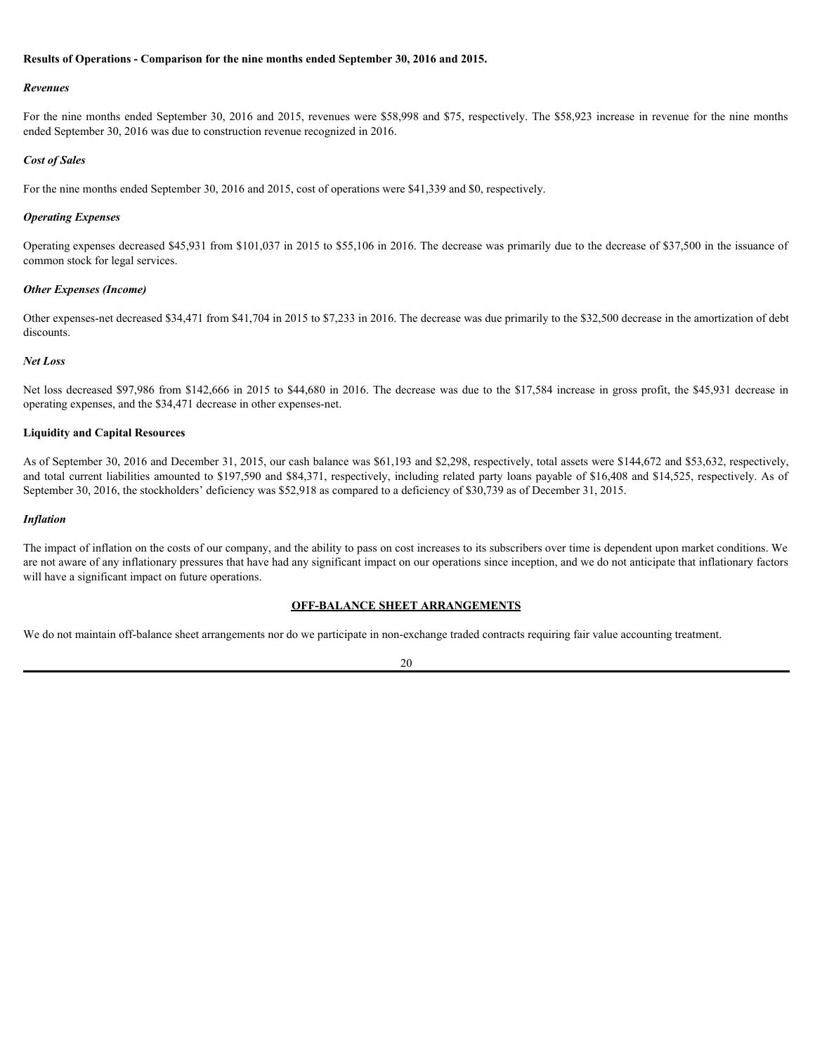**Results of Operations - Comparison for the nine months ended September 30, 2016 and 2015.**

***Revenues***

For the nine months ended September 30, 2016 and 2015, revenues were $58,998 and $75, respectively. The $58,923 increase in revenue for the nine months ended September 30, 2016 was due to construction revenue recognized in 2016.

***Cost of Sales***

For the nine months ended September 30, 2016 and 2015, cost of operations were $41,339 and $0, respectively.

***Operating Expenses***

Operating expenses decreased $45,931 from $101,037 in 2015 to $55,106 in 2016. The decrease was primarily due to the decrease of $37,500 in the issuance of common stock for legal services.

***Other Expenses (Income)***

Other expenses-net decreased $34,471 from $41,704 in 2015 to $7,233 in 2016. The decrease was due primarily to the $32,500 decrease in the amortization of debt discounts.

***Net Loss***

Net loss decreased $97,986 from $142,666 in 2015 to $44,680 in 2016. The decrease was due to the $17,584 increase in gross profit, the $45,931 decrease in operating expenses, and the $34,471 decrease in other expenses-net.

**Liquidity and Capital Resources**

As of September 30, 2016 and December 31, 2015, our cash balance was $61,193 and $2,298, respectively, total assets were $144,672 and $53,632, respectively, and total current liabilities amounted to $197,590 and $84,371, respectively, including related party loans payable of $16,408 and $14,525, respectively. As of September 30, 2016, the stockholders' deficiency was $52,918 as compared to a deficiency of $30,739 as of December 31, 2015.

***Inflation***

The impact of inflation on the costs of our company, and the ability to pass on cost increases to its subscribers over time is dependent upon market conditions. We are not aware of any inflationary pressures that have had any significant impact on our operations since inception, and we do not anticipate that inflationary factors will have a significant impact on future operations.

**OFF-BALANCE SHEET ARRANGEMENTS**

We do not maintain off-balance sheet arrangements nor do we participate in non-exchange traded contracts requiring fair value accounting treatment.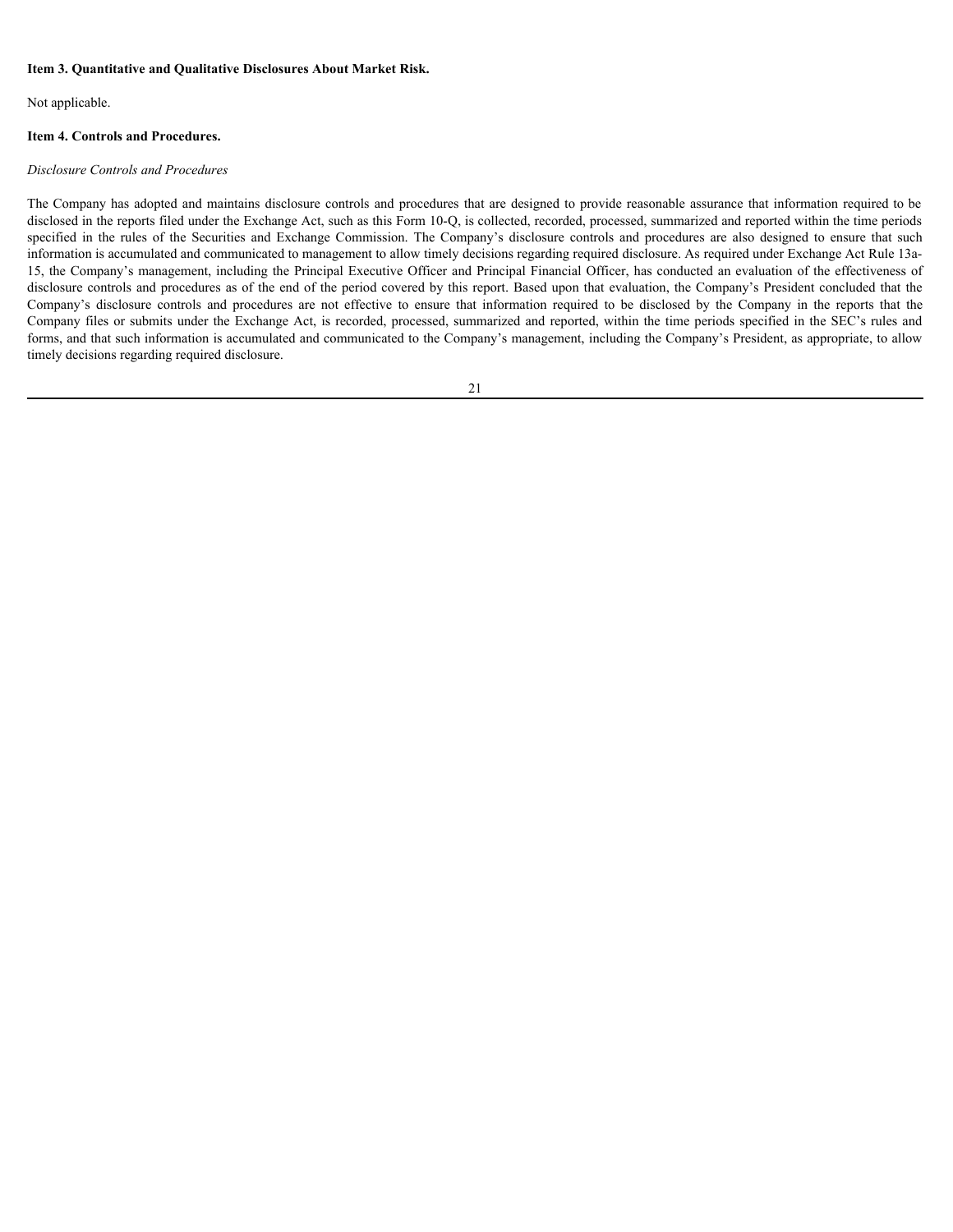**Item 3. Quantitative and Qualitative Disclosures About Market Risk.**

Not applicable.

**Item 4. Controls and Procedures.**

*Disclosure Controls and Procedures*

The Company has adopted and maintains disclosure controls and procedures that are designed to provide reasonable assurance that information required to be disclosed in the reports filed under the Exchange Act, such as this Form 10-Q, is collected, recorded, processed, summarized and reported within the time periods specified in the rules of the Securities and Exchange Commission. The Company's disclosure controls and procedures are also designed to ensure that such information is accumulated and communicated to management to allow timely decisions regarding required disclosure. As required under Exchange Act Rule 13a-15, the Company's management, including the Principal Executive Officer and Principal Financial Officer, has conducted an evaluation of the effectiveness of disclosure controls and procedures as of the end of the period covered by this report. Based upon that evaluation, the Company's President concluded that the Company's disclosure controls and procedures are not effective to ensure that information required to be disclosed by the Company in the reports that the Company files or submits under the Exchange Act, is recorded, processed, summarized and reported, within the time periods specified in the SEC's rules and forms, and that such information is accumulated and communicated to the Company's management, including the Company's President, as appropriate, to allow timely decisions regarding required disclosure.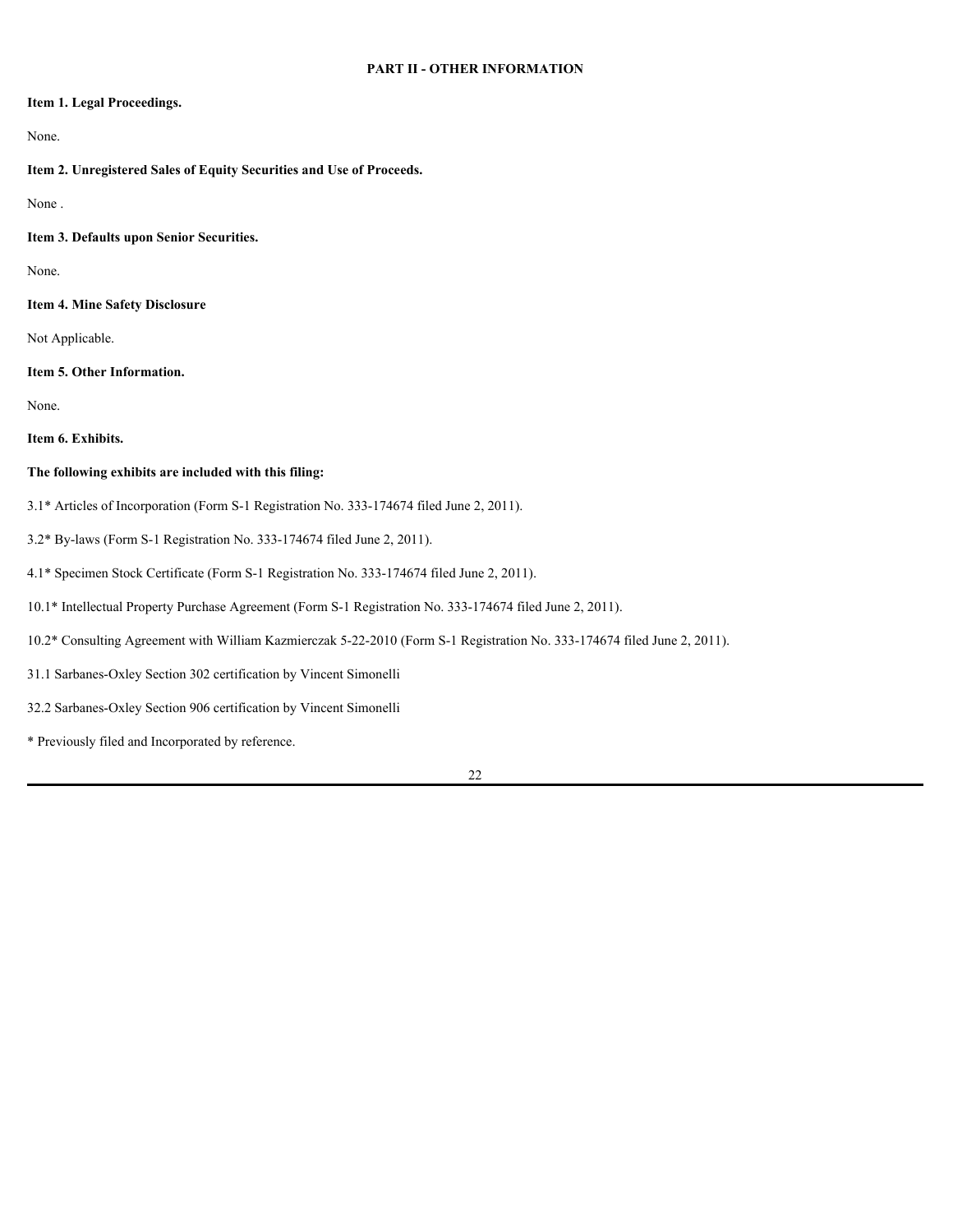## PART II - OTHER INFORMATION

**Item 1. Legal Proceedings.**

None.

**Item 2. Unregistered Sales of Equity Securities and Use of Proceeds.**

None .

**Item 3. Defaults upon Senior Securities.**

None.

**Item 4. Mine Safety Disclosure**

Not Applicable.

**Item 5. Other Information.**

None.

**Item 6. Exhibits.**

**The following exhibits are included with this filing:**

3.1* Articles of Incorporation (Form S-1 Registration No. 333-174674 filed June 2, 2011).

3.2* By-laws (Form S-1 Registration No. 333-174674 filed June 2, 2011).

4.1* Specimen Stock Certificate (Form S-1 Registration No. 333-174674 filed June 2, 2011).

10.1* Intellectual Property Purchase Agreement (Form S-1 Registration No. 333-174674 filed June 2, 2011).

10.2* Consulting Agreement with William Kazmierczak 5-22-2010 (Form S-1 Registration No. 333-174674 filed June 2, 2011).

31.1 Sarbanes-Oxley Section 302 certification by Vincent Simonelli

32.2 Sarbanes-Oxley Section 906 certification by Vincent Simonelli

* Previously filed and Incorporated by reference.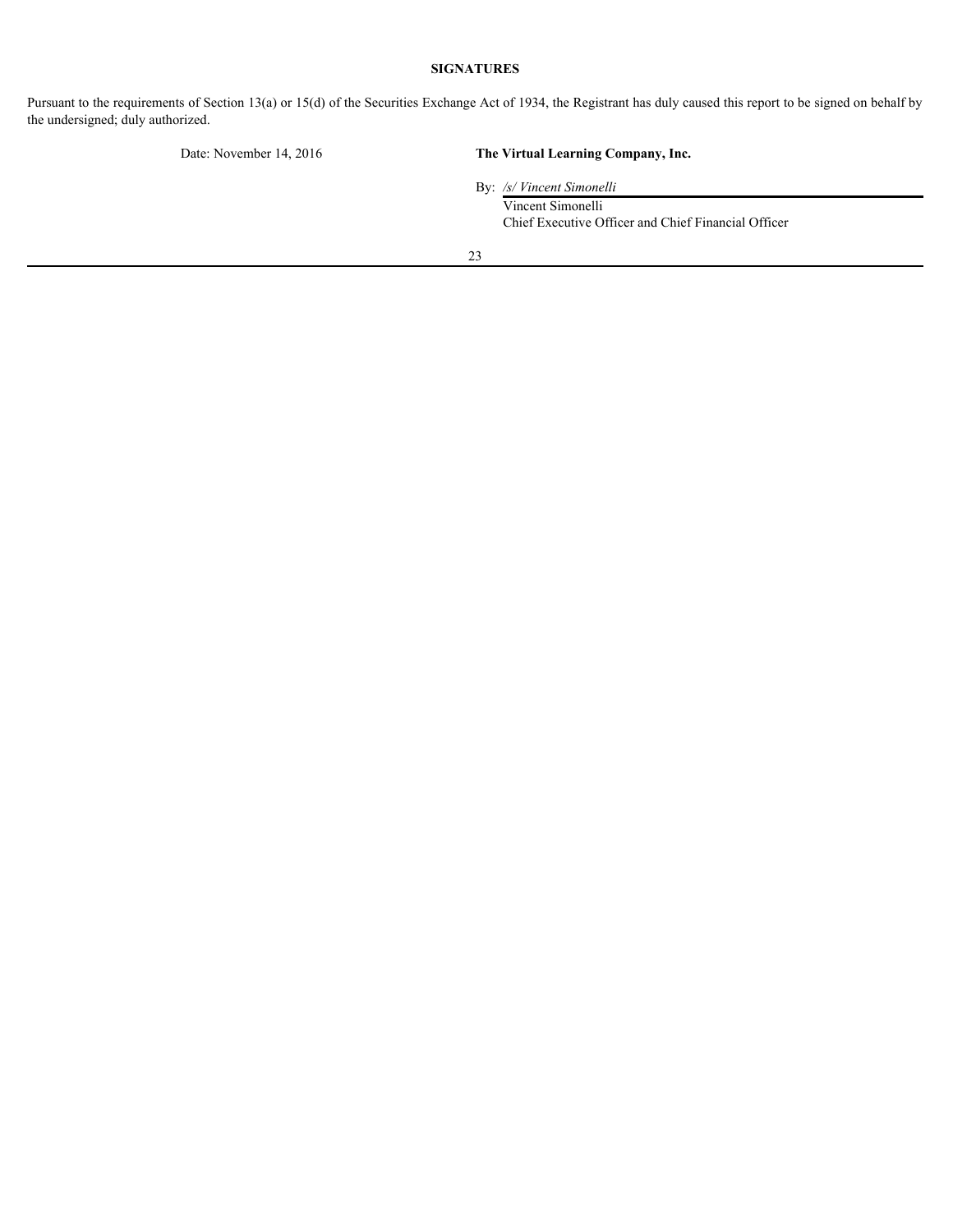**SIGNATURES**

Pursuant to the requirements of Section 13(a) or 15(d) of the Securities Exchange Act of 1934, the Registrant has duly caused this report to be signed on behalf by the undersigned; duly authorized.

Date: November 14, 2016

**The Virtual Learning Company, Inc.**

By: */s/ Vincent Simonelli*
Vincent Simonelli
Chief Executive Officer and Chief Financial Officer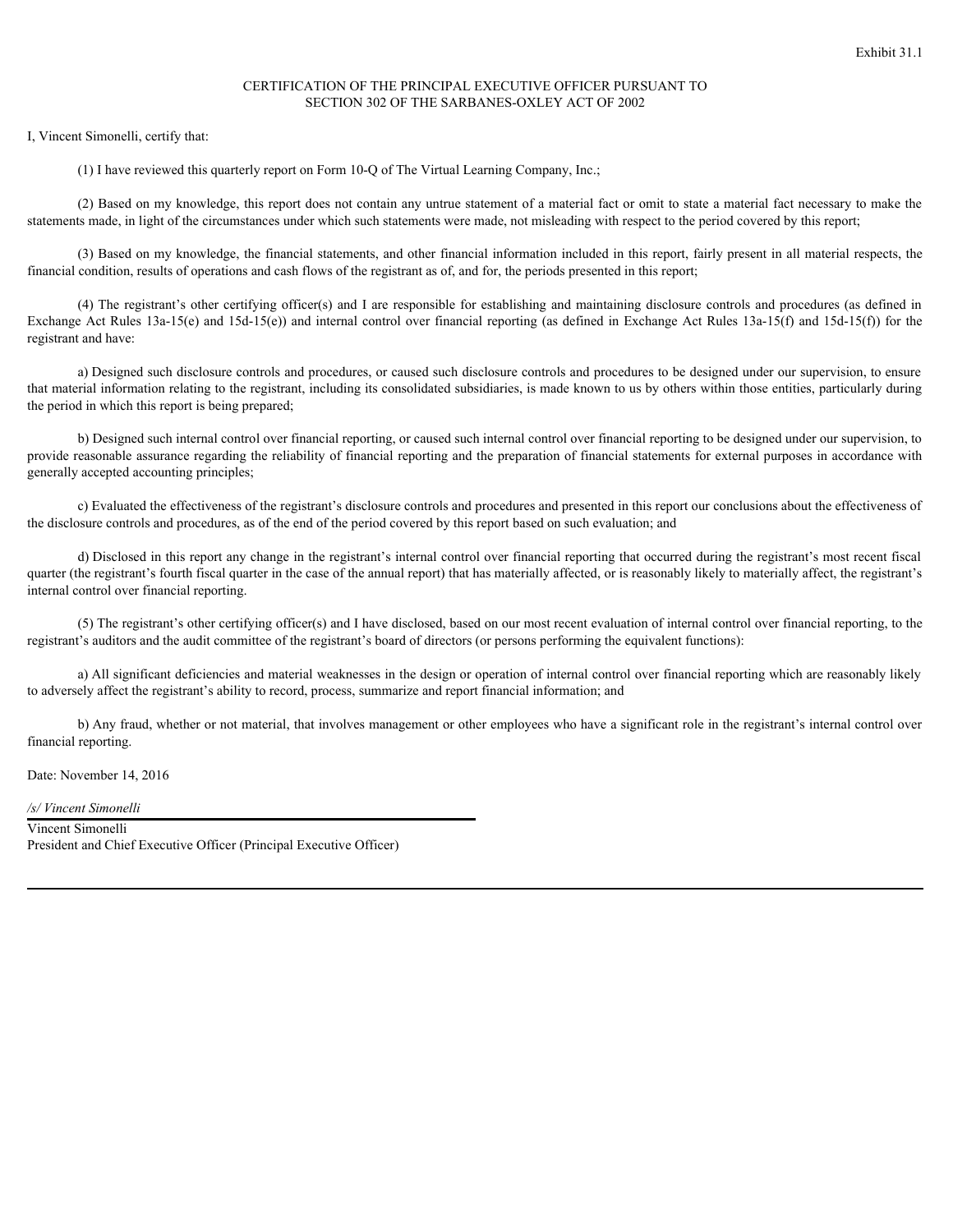Exhibit 31.1

# CERTIFICATION OF THE PRINCIPAL EXECUTIVE OFFICER PURSUANT TO SECTION 302 OF THE SARBANES-OXLEY ACT OF 2002

I, Vincent Simonelli, certify that:

(1) I have reviewed this quarterly report on Form 10-Q of The Virtual Learning Company, Inc.;

(2) Based on my knowledge, this report does not contain any untrue statement of a material fact or omit to state a material fact necessary to make the statements made, in light of the circumstances under which such statements were made, not misleading with respect to the period covered by this report;

(3) Based on my knowledge, the financial statements, and other financial information included in this report, fairly present in all material respects, the financial condition, results of operations and cash flows of the registrant as of, and for, the periods presented in this report;

(4) The registrant's other certifying officer(s) and I are responsible for establishing and maintaining disclosure controls and procedures (as defined in Exchange Act Rules 13a-15(e) and 15d-15(e)) and internal control over financial reporting (as defined in Exchange Act Rules 13a-15(f) and 15d-15(f)) for the registrant and have:

a) Designed such disclosure controls and procedures, or caused such disclosure controls and procedures to be designed under our supervision, to ensure that material information relating to the registrant, including its consolidated subsidiaries, is made known to us by others within those entities, particularly during the period in which this report is being prepared;

b) Designed such internal control over financial reporting, or caused such internal control over financial reporting to be designed under our supervision, to provide reasonable assurance regarding the reliability of financial reporting and the preparation of financial statements for external purposes in accordance with generally accepted accounting principles;

c) Evaluated the effectiveness of the registrant's disclosure controls and procedures and presented in this report our conclusions about the effectiveness of the disclosure controls and procedures, as of the end of the period covered by this report based on such evaluation; and

d) Disclosed in this report any change in the registrant's internal control over financial reporting that occurred during the registrant's most recent fiscal quarter (the registrant's fourth fiscal quarter in the case of the annual report) that has materially affected, or is reasonably likely to materially affect, the registrant's internal control over financial reporting.

(5) The registrant's other certifying officer(s) and I have disclosed, based on our most recent evaluation of internal control over financial reporting, to the registrant's auditors and the audit committee of the registrant's board of directors (or persons performing the equivalent functions):

a) All significant deficiencies and material weaknesses in the design or operation of internal control over financial reporting which are reasonably likely to adversely affect the registrant's ability to record, process, summarize and report financial information; and

b) Any fraud, whether or not material, that involves management or other employees who have a significant role in the registrant's internal control over financial reporting.

Date: November 14, 2016

*/s/ Vincent Simonelli*

Vincent Simonelli
President and Chief Executive Officer (Principal Executive Officer)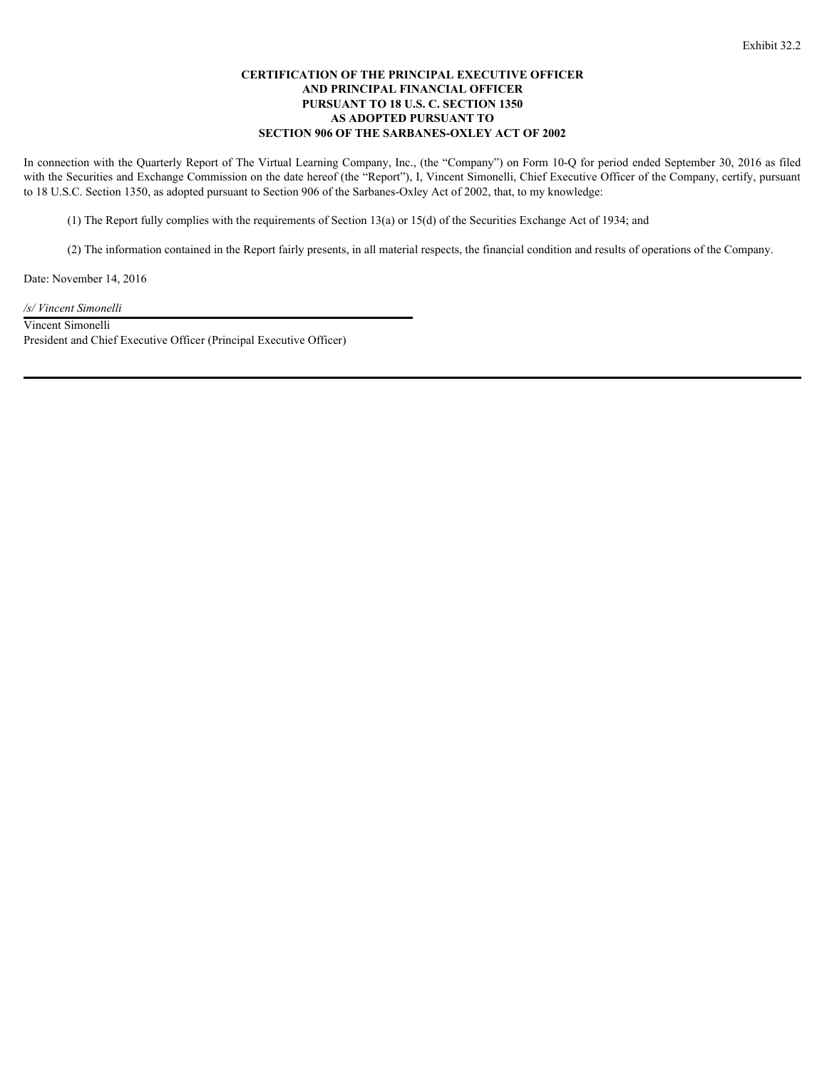Exhibit 32.2

**CERTIFICATION OF THE PRINCIPAL EXECUTIVE OFFICER**
**AND PRINCIPAL FINANCIAL OFFICER**
**PURSUANT TO 18 U.S. C. SECTION 1350**
**AS ADOPTED PURSUANT TO**
**SECTION 906 OF THE SARBANES-OXLEY ACT OF 2002**

In connection with the Quarterly Report of The Virtual Learning Company, Inc., (the "Company") on Form 10-Q for period ended September 30, 2016 as filed with the Securities and Exchange Commission on the date hereof (the "Report"), I, Vincent Simonelli, Chief Executive Officer of the Company, certify, pursuant to 18 U.S.C. Section 1350, as adopted pursuant to Section 906 of the Sarbanes-Oxley Act of 2002, that, to my knowledge:

(1) The Report fully complies with the requirements of Section 13(a) or 15(d) of the Securities Exchange Act of 1934; and

(2) The information contained in the Report fairly presents, in all material respects, the financial condition and results of operations of the Company.

Date: November 14, 2016

*/s/ Vincent Simonelli*

Vincent Simonelli
President and Chief Executive Officer (Principal Executive Officer)